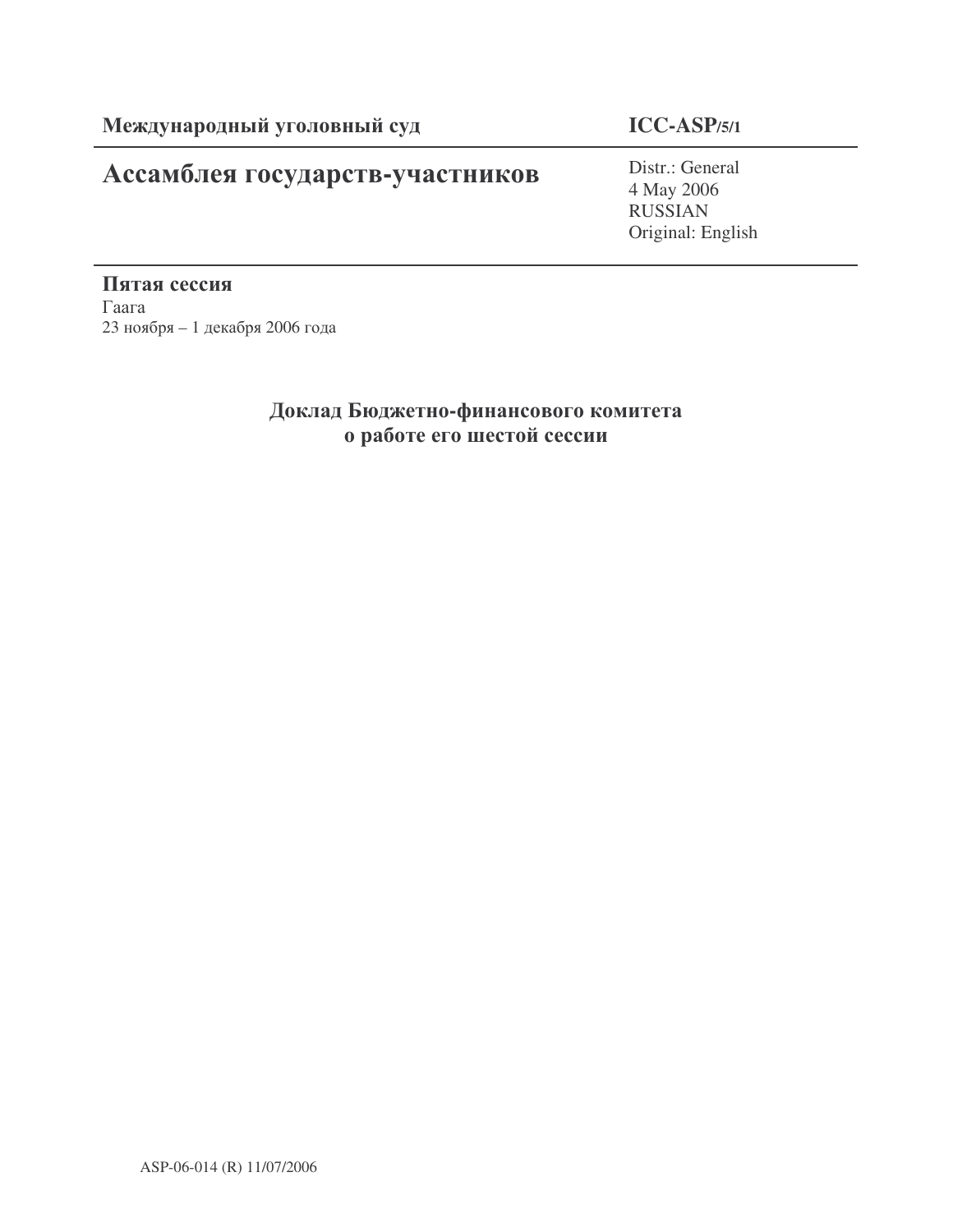**Международный уголовный суд** | **ICC-ASP/5/1**

# Ассамблея государств-участников

Distr.: General
4 May 2006
RUSSIAN
Original: English

**Пятая сессия**
Гаага
23 ноября – 1 декабря 2006 года

## Доклад Бюджетно-финансового комитета о работе его шестой сессии

ASP-06-014 (R) 11/07/2006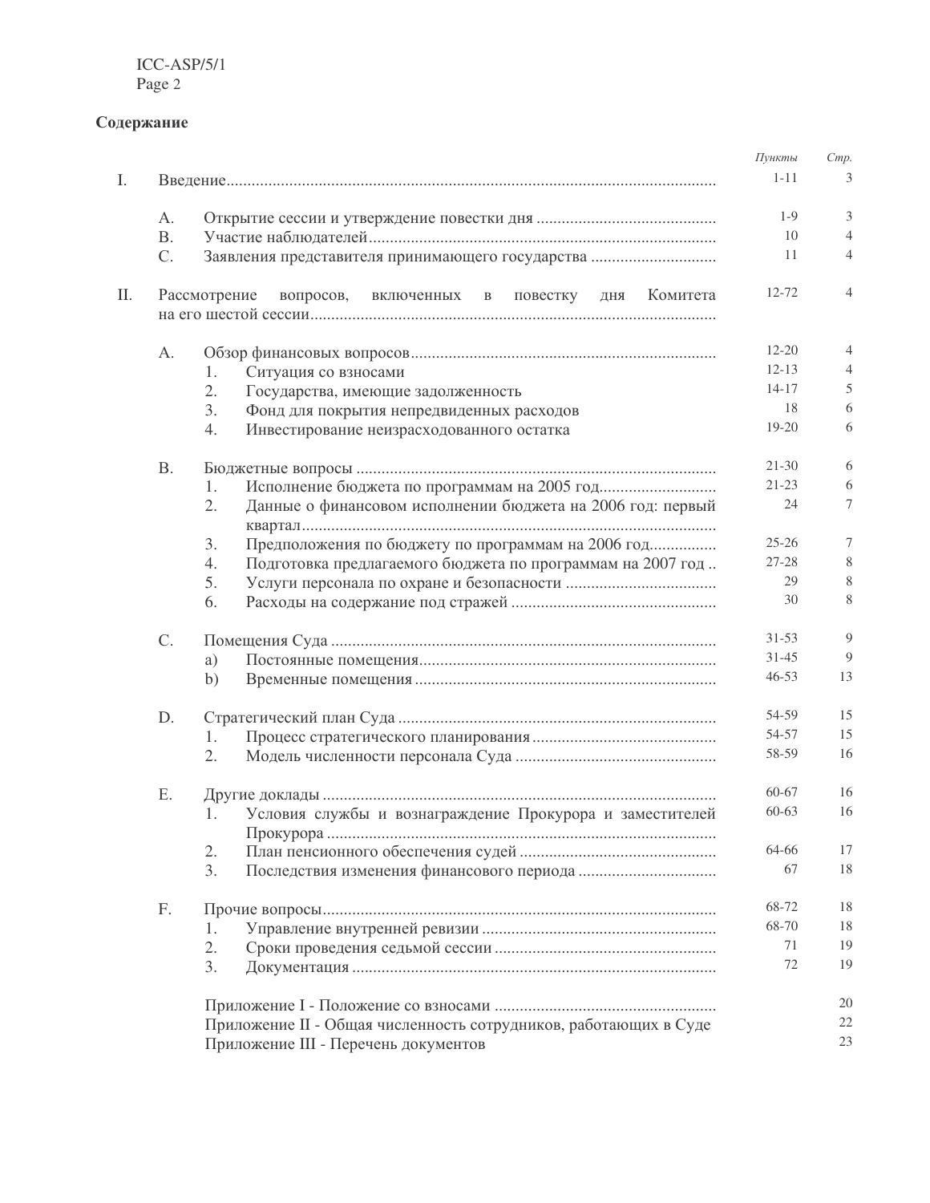## Содержание

| | | | | *Пункты* | *Стр.* |
|---|---|---|---|---|---|
| I. | Введение | | | 1-11 | 3 |
| | A. | Открытие сессии и утверждение повестки дня | | 1-9 | 3 |
| | B. | Участие наблюдателей | | 10 | 4 |
| | C. | Заявления представителя принимающего государства | | 11 | 4 |
| II. | Рассмотрение вопросов, включенных в повестку дня Комитета на его шестой сессии | | | 12-72 | 4 |
| | A. | Обзор финансовых вопросов | | 12-20 | 4 |
| | | 1. | Ситуация со взносами | 12-13 | 4 |
| | | 2. | Государства, имеющие задолженность | 14-17 | 5 |
| | | 3. | Фонд для покрытия непредвиденных расходов | 18 | 6 |
| | | 4. | Инвестирование неизрасходованного остатка | 19-20 | 6 |
| | B. | Бюджетные вопросы | | 21-30 | 6 |
| | | 1. | Исполнение бюджета по программам на 2005 год | 21-23 | 6 |
| | | 2. | Данные о финансовом исполнении бюджета на 2006 год: первый квартал | 24 | 7 |
| | | 3. | Предположения по бюджету по программам на 2006 год | 25-26 | 7 |
| | | 4. | Подготовка предлагаемого бюджета по программам на 2007 год | 27-28 | 8 |
| | | 5. | Услуги персонала по охране и безопасности | 29 | 8 |
| | | 6. | Расходы на содержание под стражей | 30 | 8 |
| | C. | Помещения Суда | | 31-53 | 9 |
| | | a) | Постоянные помещения | 31-45 | 9 |
| | | b) | Временные помещения | 46-53 | 13 |
| | D. | Стратегический план Суда | | 54-59 | 15 |
| | | 1. | Процесс стратегического планирования | 54-57 | 15 |
| | | 2. | Модель численности персонала Суда | 58-59 | 16 |
| | E. | Другие доклады | | 60-67 | 16 |
| | | 1. | Условия службы и вознаграждение Прокурора и заместителей Прокурора | 60-63 | 16 |
| | | 2. | План пенсионного обеспечения судей | 64-66 | 17 |
| | | 3. | Последствия изменения финансового периода | 67 | 18 |
| | F. | Прочие вопросы | | 68-72 | 18 |
| | | 1. | Управление внутренней ревизии | 68-70 | 18 |
| | | 2. | Сроки проведения седьмой сессии | 71 | 19 |
| | | 3. | Документация | 72 | 19 |
| | | Приложение I - Положение со взносами | | | 20 |
| | | Приложение II - Общая численность сотрудников, работающих в Суде | | | 22 |
| | | Приложение III - Перечень документов | | | 23 |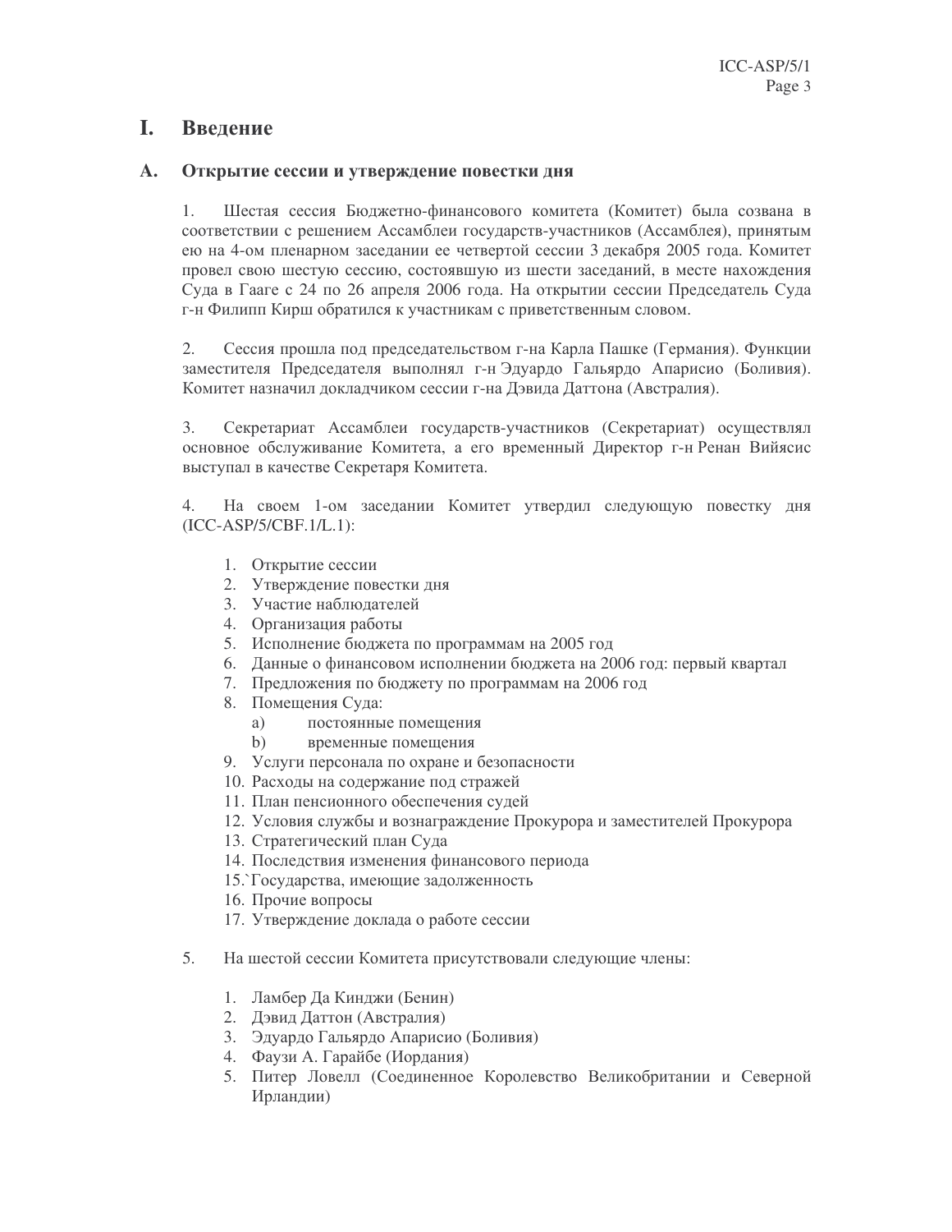# I. Введение

## A. Открытие сессии и утверждение повестки дня

1. Шестая сессия Бюджетно-финансового комитета (Комитет) была созвана в соответствии с решением Ассамблеи государств-участников (Ассамблея), принятым ею на 4-ом пленарном заседании ее четвертой сессии 3 декабря 2005 года. Комитет провел свою шестую сессию, состоявшую из шести заседаний, в месте нахождения Суда в Гааге с 24 по 26 апреля 2006 года. На открытии сессии Председатель Суда г-н Филипп Кирш обратился к участникам с приветственным словом.

2. Сессия прошла под председательством г-на Карла Пашке (Германия). Функции заместителя Председателя выполнял г-н Эдуардо Гальярдо Апарисио (Боливия). Комитет назначил докладчиком сессии г-на Дэвида Даттона (Австралия).

3. Секретариат Ассамблеи государств-участников (Секретариат) осуществлял основное обслуживание Комитета, а его временный Директор г-н Ренан Вийясис выступал в качестве Секретаря Комитета.

4. На своем 1-ом заседании Комитет утвердил следующую повестку дня (ICC-ASP/5/CBF.1/L.1):

1. Открытие сессии
2. Утверждение повестки дня
3. Участие наблюдателей
4. Организация работы
5. Исполнение бюджета по программам на 2005 год
6. Данные о финансовом исполнении бюджета на 2006 год: первый квартал
7. Предложения по бюджету по программам на 2006 год
8. Помещения Суда:
   a) постоянные помещения
   b) временные помещения
9. Услуги персонала по охране и безопасности
10. Расходы на содержание под стражей
11. План пенсионного обеспечения судей
12. Условия службы и вознаграждение Прокурора и заместителей Прокурора
13. Стратегический план Суда
14. Последствия изменения финансового периода
15. Государства, имеющие задолженность
16. Прочие вопросы
17. Утверждение доклада о работе сессии

5. На шестой сессии Комитета присутствовали следующие члены:

1. Ламбер Да Кинджи (Бенин)
2. Дэвид Даттон (Австралия)
3. Эдуардо Гальярдо Апарисио (Боливия)
4. Фаузи А. Гарайбе (Иордания)
5. Питер Ловелл (Соединенное Королевство Великобритании и Северной Ирландии)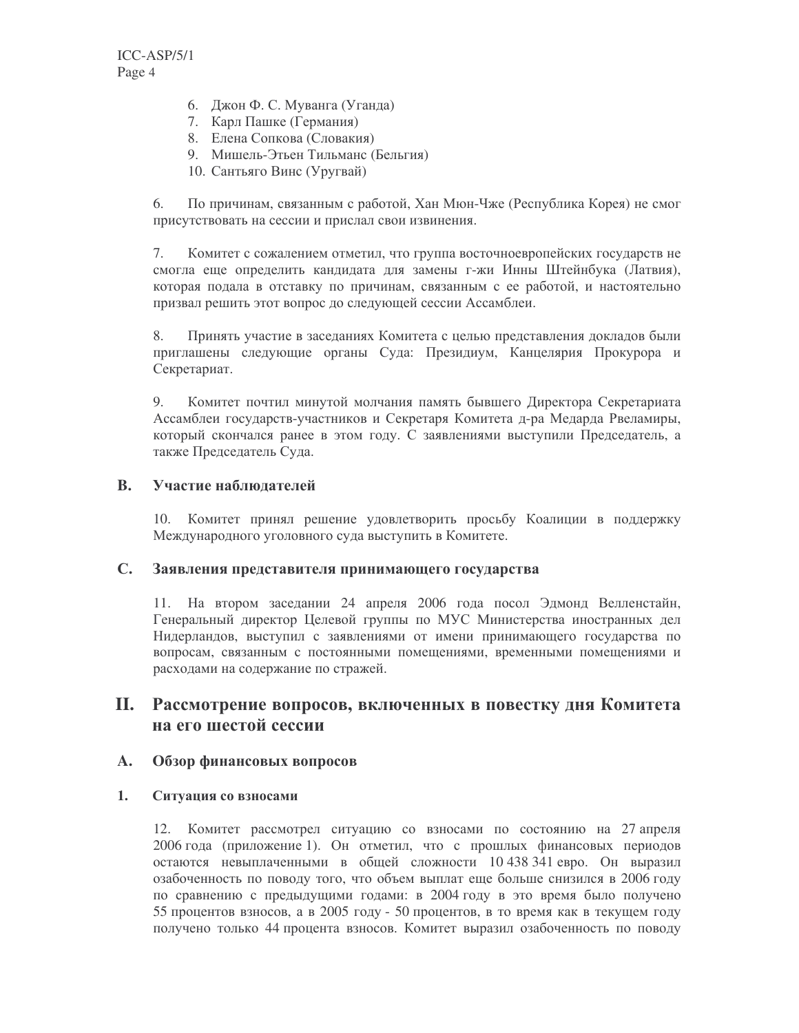6. Джон Ф. С. Муванга (Уганда)
7. Карл Пашке (Германия)
8. Елена Сопкова (Словакия)
9. Мишель-Этьен Тильманс (Бельгия)
10. Сантьяго Винс (Уругвай)

6. По причинам, связанным с работой, Хан Мюн-Чже (Республика Корея) не смог присутствовать на сессии и прислал свои извинения.

7. Комитет с сожалением отметил, что группа восточноевропейских государств не смогла еще определить кандидата для замены г-жи Инны Штейнбука (Латвия), которая подала в отставку по причинам, связанным с ее работой, и настоятельно призвал решить этот вопрос до следующей сессии Ассамблеи.

8. Принять участие в заседаниях Комитета с целью представления докладов были приглашены следующие органы Суда: Президиум, Канцелярия Прокурора и Секретариат.

9. Комитет почтил минутой молчания память бывшего Директора Секретариата Ассамблеи государств-участников и Секретаря Комитета д-ра Медарда Рвеламиры, который скончался ранее в этом году. С заявлениями выступили Председатель, а также Председатель Суда.

### B. Участие наблюдателей

10. Комитет принял решение удовлетворить просьбу Коалиции в поддержку Международного уголовного суда выступить в Комитете.

### C. Заявления представителя принимающего государства

11. На втором заседании 24 апреля 2006 года посол Эдмонд Велленстайн, Генеральный директор Целевой группы по МУС Министерства иностранных дел Нидерландов, выступил с заявлениями от имени принимающего государства по вопросам, связанным с постоянными помещениями, временными помещениями и расходами на содержание по стражей.

## II. Рассмотрение вопросов, включенных в повестку дня Комитета на его шестой сессии

### A. Обзор финансовых вопросов

#### 1. Ситуация со взносами

12. Комитет рассмотрел ситуацию со взносами по состоянию на 27 апреля 2006 года (приложение 1). Он отметил, что с прошлых финансовых периодов остаются невыплаченными в общей сложности 10 438 341 евро. Он выразил озабоченность по поводу того, что объем выплат еще больше снизился в 2006 году по сравнению с предыдущими годами: в 2004 году в это время было получено 55 процентов взносов, а в 2005 году - 50 процентов, в то время как в текущем году получено только 44 процента взносов. Комитет выразил озабоченность по поводу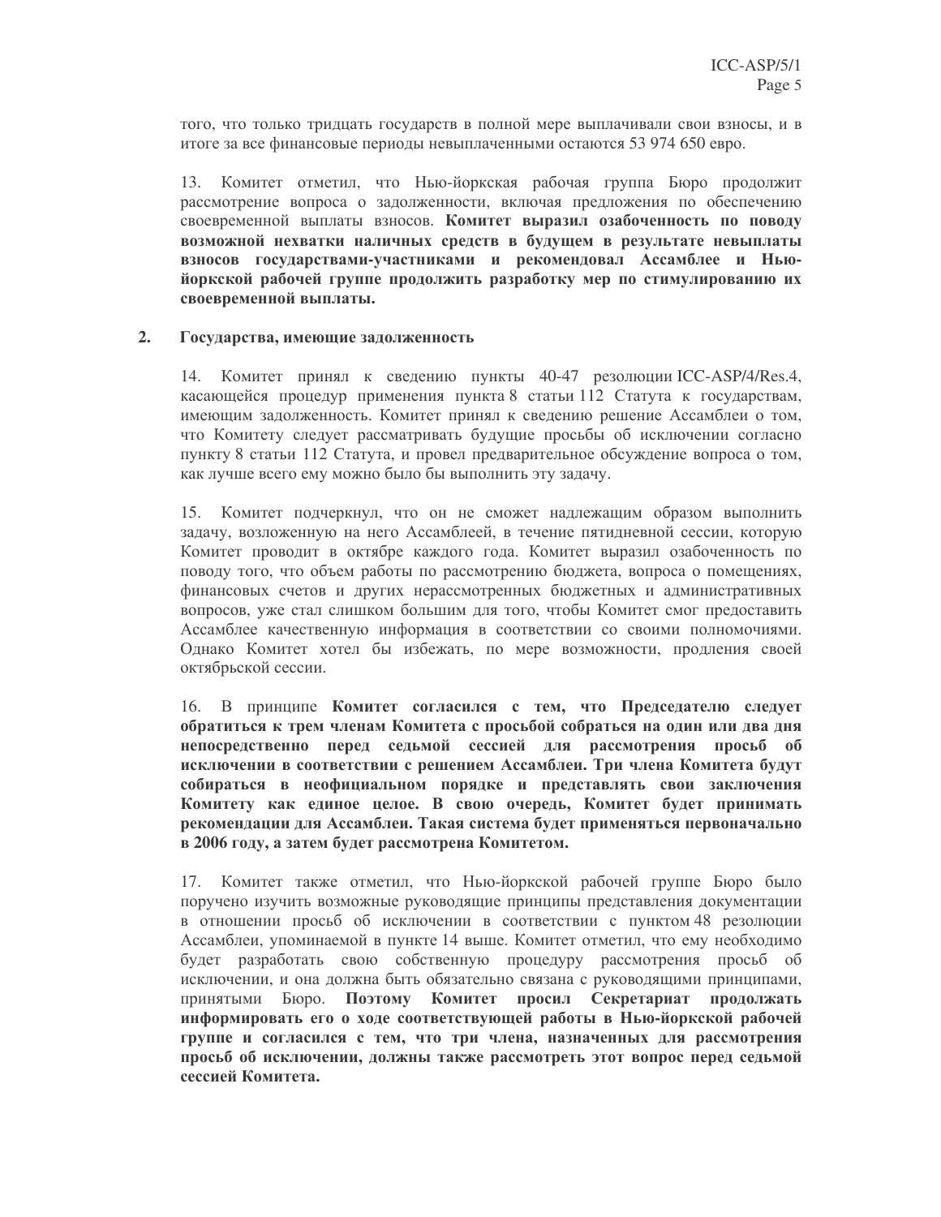того, что только тридцать государств в полной мере выплачивали свои взносы, и в итоге за все финансовые периоды невыплаченными остаются 53 974 650 евро.

13. Комитет отметил, что Нью-йоркская рабочая группа Бюро продолжит рассмотрение вопроса о задолженности, включая предложения по обеспечению своевременной выплаты взносов. **Комитет выразил озабоченность по поводу возможной нехватки наличных средств в будущем в результате невыплаты взносов государствами-участниками и рекомендовал Ассамблее и Нью-йоркской рабочей группе продолжить разработку мер по стимулированию их своевременной выплаты.**

## 2. Государства, имеющие задолженность

14. Комитет принял к сведению пункты 40-47 резолюции ICC-ASP/4/Res.4, касающейся процедур применения пункта 8 статьи 112 Статута к государствам, имеющим задолженность. Комитет принял к сведению решение Ассамблеи о том, что Комитету следует рассматривать будущие просьбы об исключении согласно пункту 8 статьи 112 Статута, и провел предварительное обсуждение вопроса о том, как лучше всего ему можно было бы выполнить эту задачу.

15. Комитет подчеркнул, что он не сможет надлежащим образом выполнить задачу, возложенную на него Ассамблеей, в течение пятидневной сессии, которую Комитет проводит в октябре каждого года. Комитет выразил озабоченность по поводу того, что объем работы по рассмотрению бюджета, вопроса о помещениях, финансовых счетов и других нерассмотренных бюджетных и административных вопросов, уже стал слишком большим для того, чтобы Комитет смог предоставить Ассамблее качественную информация в соответствии со своими полномочиями. Однако Комитет хотел бы избежать, по мере возможности, продления своей октябрьской сессии.

16. В принципе **Комитет согласился с тем, что Председателю следует обратиться к трем членам Комитета с просьбой собраться на один или два дня непосредственно перед седьмой сессией для рассмотрения просьб об исключении в соответствии с решением Ассамблеи. Три члена Комитета будут собираться в неофициальном порядке и представлять свои заключения Комитету как единое целое. В свою очередь, Комитет будет принимать рекомендации для Ассамблеи. Такая система будет применяться первоначально в 2006 году, а затем будет рассмотрена Комитетом.**

17. Комитет также отметил, что Нью-йоркской рабочей группе Бюро было поручено изучить возможные руководящие принципы представления документации в отношении просьб об исключении в соответствии с пунктом 48 резолюции Ассамблеи, упоминаемой в пункте 14 выше. Комитет отметил, что ему необходимо будет разработать свою собственную процедуру рассмотрения просьб об исключении, и она должна быть обязательно связана с руководящими принципами, принятыми Бюро. **Поэтому Комитет просил Секретариат продолжать информировать его о ходе соответствующей работы в Нью-йоркской рабочей группе и согласился с тем, что три члена, назначенных для рассмотрения просьб об исключении, должны также рассмотреть этот вопрос перед седьмой сессией Комитета.**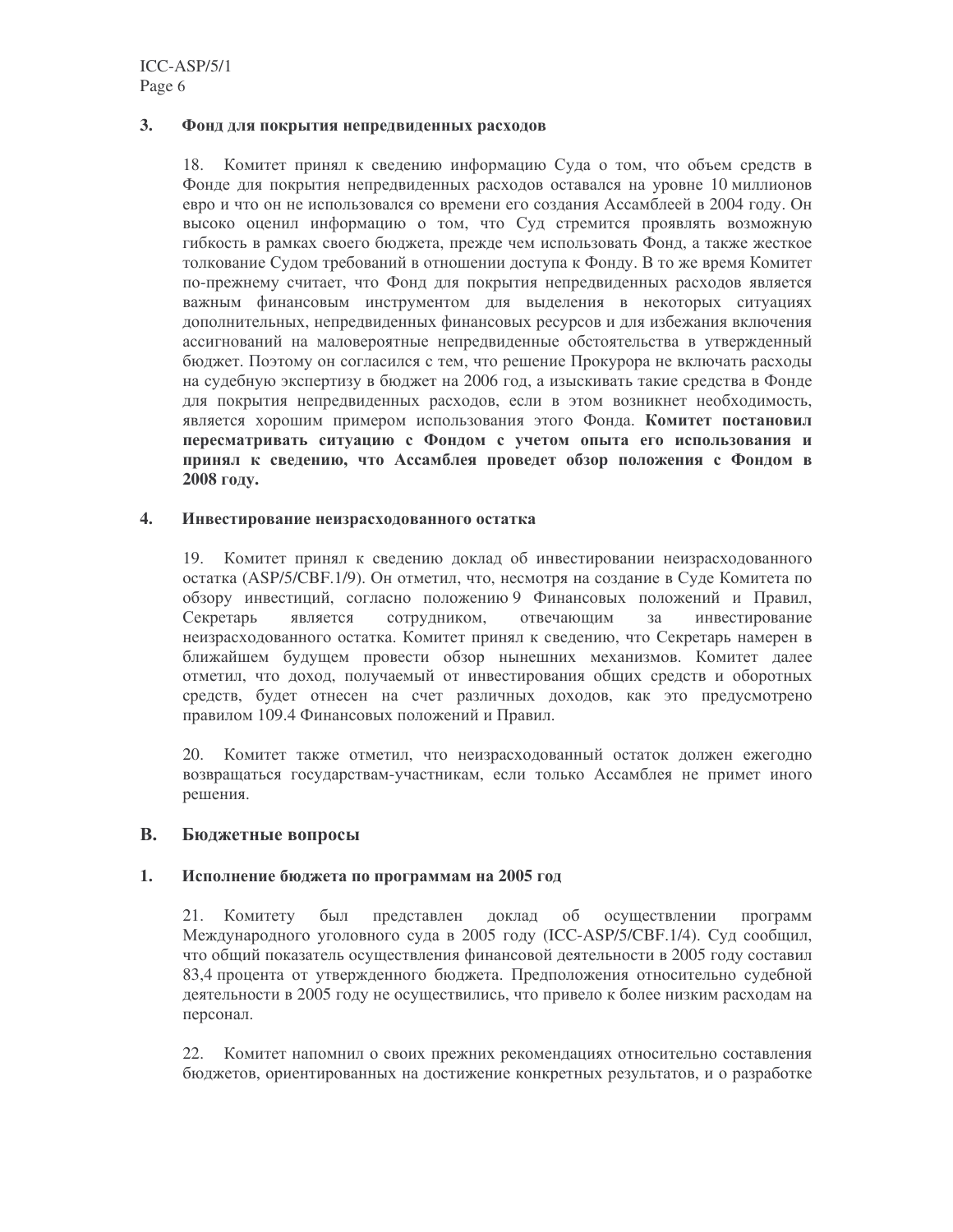### 3. Фонд для покрытия непредвиденных расходов

18. Комитет принял к сведению информацию Суда о том, что объем средств в Фонде для покрытия непредвиденных расходов оставался на уровне 10 миллионов евро и что он не использовался со времени его создания Ассамблеей в 2004 году. Он высоко оценил информацию о том, что Суд стремится проявлять возможную гибкость в рамках своего бюджета, прежде чем использовать Фонд, а также жесткое толкование Судом требований в отношении доступа к Фонду. В то же время Комитет по-прежнему считает, что Фонд для покрытия непредвиденных расходов является важным финансовым инструментом для выделения в некоторых ситуациях дополнительных, непредвиденных финансовых ресурсов и для избежания включения ассигнований на маловероятные непредвиденные обстоятельства в утвержденный бюджет. Поэтому он согласился с тем, что решение Прокурора не включать расходы на судебную экспертизу в бюджет на 2006 год, а изыскивать такие средства в Фонде для покрытия непредвиденных расходов, если в этом возникнет необходимость, является хорошим примером использования этого Фонда. **Комитет постановил пересматривать ситуацию с Фондом с учетом опыта его использования и принял к сведению, что Ассамблея проведет обзор положения с Фондом в 2008 году.**

### 4. Инвестирование неизрасходованного остатка

19. Комитет принял к сведению доклад об инвестировании неизрасходованного остатка (ASP/5/CBF.1/9). Он отметил, что, несмотря на создание в Суде Комитета по обзору инвестиций, согласно положению 9 Финансовых положений и Правил, Секретарь является сотрудником, отвечающим за инвестирование неизрасходованного остатка. Комитет принял к сведению, что Секретарь намерен в ближайшем будущем провести обзор нынешних механизмов. Комитет далее отметил, что доход, получаемый от инвестирования общих средств и оборотных средств, будет отнесен на счет различных доходов, как это предусмотрено правилом 109.4 Финансовых положений и Правил.

20. Комитет также отметил, что неизрасходованный остаток должен ежегодно возвращаться государствам-участникам, если только Ассамблея не примет иного решения.

## B. Бюджетные вопросы

### 1. Исполнение бюджета по программам на 2005 год

21. Комитету был представлен доклад об осуществлении программ Международного уголовного суда в 2005 году (ICC-ASP/5/CBF.1/4). Суд сообщил, что общий показатель осуществления финансовой деятельности в 2005 году составил 83,4 процента от утвержденного бюджета. Предположения относительно судебной деятельности в 2005 году не осуществились, что привело к более низким расходам на персонал.

22. Комитет напомнил о своих прежних рекомендациях относительно составления бюджетов, ориентированных на достижение конкретных результатов, и о разработке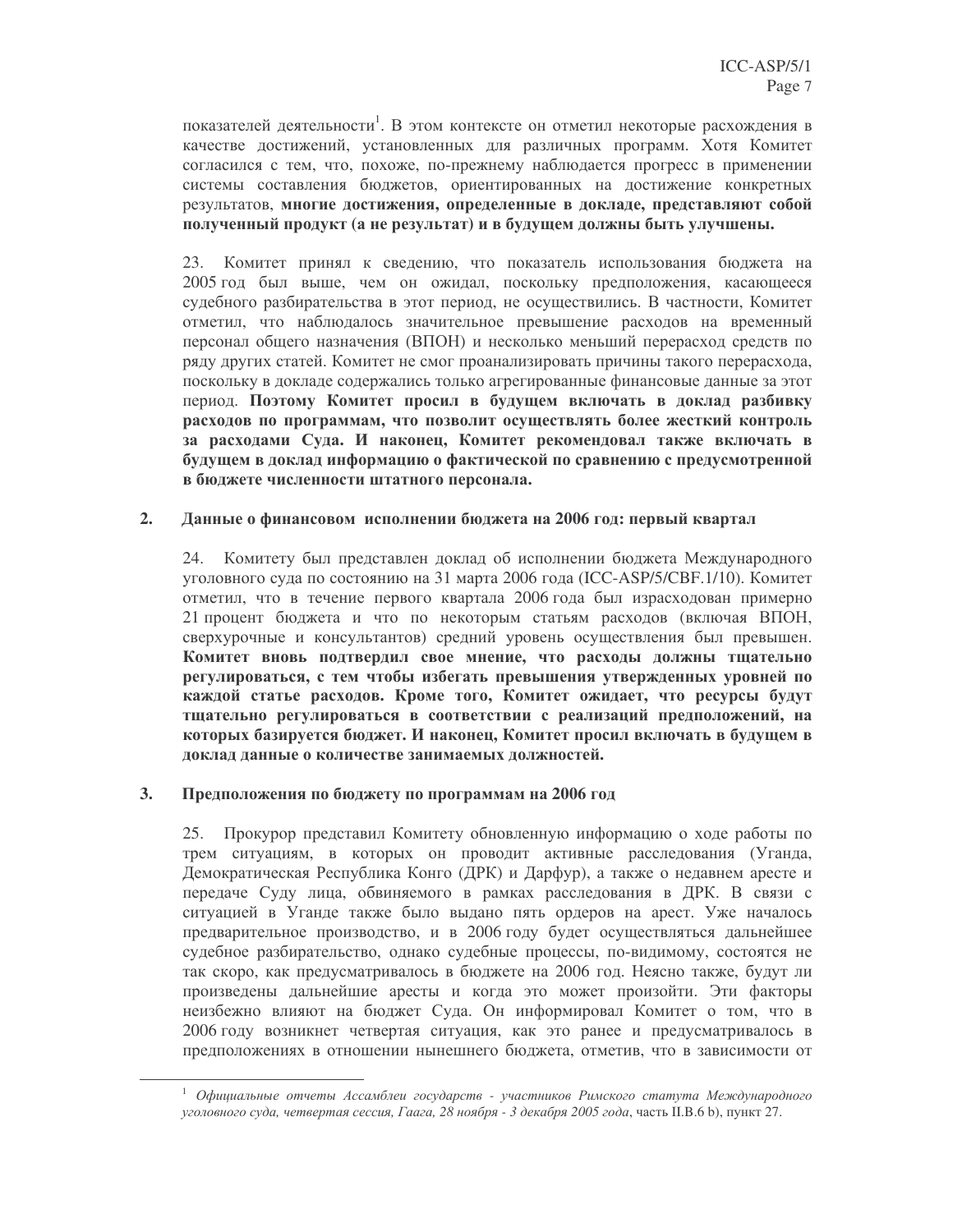показателей деятельности[1]. В этом контексте он отметил некоторые расхождения в качестве достижений, установленных для различных программ. Хотя Комитет согласился с тем, что, похоже, по-прежнему наблюдается прогресс в применении системы составления бюджетов, ориентированных на достижение конкретных результатов, **многие достижения, определенные в докладе, представляют собой полученный продукт (а не результат) и в будущем должны быть улучшены.**

23. Комитет принял к сведению, что показатель использования бюджета на 2005 год был выше, чем он ожидал, поскольку предположения, касающееся судебного разбирательства в этот период, не осуществились. В частности, Комитет отметил, что наблюдалось значительное превышение расходов на временный персонал общего назначения (ВПОН) и несколько меньший перерасход средств по ряду других статей. Комитет не смог проанализировать причины такого перерасхода, поскольку в докладе содержались только агрегированные финансовые данные за этот период. **Поэтому Комитет просил в будущем включать в доклад разбивку расходов по программам, что позволит осуществлять более жесткий контроль за расходами Суда. И наконец, Комитет рекомендовал также включать в будущем в доклад информацию о фактической по сравнению с предусмотренной в бюджете численности штатного персонала.**

## 2. Данные о финансовом исполнении бюджета на 2006 год: первый квартал

24. Комитету был представлен доклад об исполнении бюджета Международного уголовного суда по состоянию на 31 марта 2006 года (ICC-ASP/5/CBF.1/10). Комитет отметил, что в течение первого квартала 2006 года был израсходован примерно 21 процент бюджета и что по некоторым статьям расходов (включая ВПОН, сверхурочные и консультантов) средний уровень осуществления был превышен. **Комитет вновь подтвердил свое мнение, что расходы должны тщательно регулироваться, с тем чтобы избегать превышения утвержденных уровней по каждой статье расходов. Кроме того, Комитет ожидает, что ресурсы будут тщательно регулироваться в соответствии с реализаций предположений, на которых базируется бюджет. И наконец, Комитет просил включать в будущем в доклад данные о количестве занимаемых должностей.**

## 3. Предположения по бюджету по программам на 2006 год

25. Прокурор представил Комитету обновленную информацию о ходе работы по трем ситуациям, в которых он проводит активные расследования (Уганда, Демократическая Республика Конго (ДРК) и Дарфур), а также о недавнем аресте и передаче Суду лица, обвиняемого в рамках расследования в ДРК. В связи с ситуацией в Уганде также было выдано пять ордеров на арест. Уже началось предварительное производство, и в 2006 году будет осуществляться дальнейшее судебное разбирательство, однако судебные процессы, по-видимому, состоятся не так скоро, как предусматривалось в бюджете на 2006 год. Неясно также, будут ли произведены дальнейшие аресты и когда это может произойти. Эти факторы неизбежно влияют на бюджет Суда. Он информировал Комитет о том, что в 2006 году возникнет четвертая ситуация, как это ранее и предусматривалось в предположениях в отношении нынешнего бюджета, отметив, что в зависимости от

---

[1] *Официальные отчеты Ассамблеи государств - участников Римского статута Международного уголовного суда, четвертая сессия, Гаага, 28 ноября - 3 декабря 2005 года*, часть II.B.6 b), пункт 27.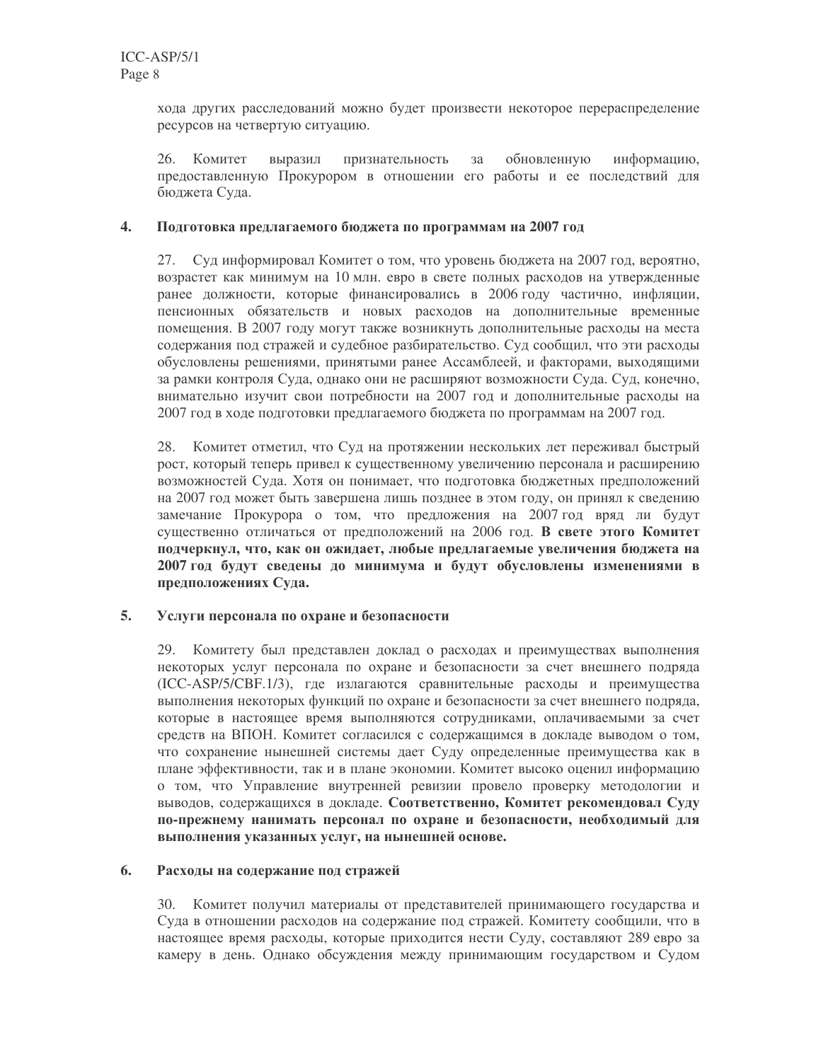хода других расследований можно будет произвести некоторое перераспределение ресурсов на четвертую ситуацию.

26. Комитет выразил признательность за обновленную информацию, предоставленную Прокурором в отношении его работы и ее последствий для бюджета Суда.

## 4. Подготовка предлагаемого бюджета по программам на 2007 год

27. Суд информировал Комитет о том, что уровень бюджета на 2007 год, вероятно, возрастет как минимум на 10 млн. евро в свете полных расходов на утвержденные ранее должности, которые финансировались в 2006 году частично, инфляции, пенсионных обязательств и новых расходов на дополнительные временные помещения. В 2007 году могут также возникнуть дополнительные расходы на места содержания под стражей и судебное разбирательство. Суд сообщил, что эти расходы обусловлены решениями, принятыми ранее Ассамблеей, и факторами, выходящими за рамки контроля Суда, однако они не расширяют возможности Суда. Суд, конечно, внимательно изучит свои потребности на 2007 год и дополнительные расходы на 2007 год в ходе подготовки предлагаемого бюджета по программам на 2007 год.

28. Комитет отметил, что Суд на протяжении нескольких лет переживал быстрый рост, который теперь привел к существенному увеличению персонала и расширению возможностей Суда. Хотя он понимает, что подготовка бюджетных предположений на 2007 год может быть завершена лишь позднее в этом году, он принял к сведению замечание Прокурора о том, что предложения на 2007 год вряд ли будут существенно отличаться от предположений на 2006 год. **В свете этого Комитет подчеркнул, что, как он ожидает, любые предлагаемые увеличения бюджета на 2007 год будут сведены до минимума и будут обусловлены изменениями в предположениях Суда.**

## 5. Услуги персонала по охране и безопасности

29. Комитету был представлен доклад о расходах и преимуществах выполнения некоторых услуг персонала по охране и безопасности за счет внешнего подряда (ICC-ASP/5/CBF.1/3), где излагаются сравнительные расходы и преимущества выполнения некоторых функций по охране и безопасности за счет внешнего подряда, которые в настоящее время выполняются сотрудниками, оплачиваемыми за счет средств на ВПОН. Комитет согласился с содержащимся в докладе выводом о том, что сохранение нынешней системы дает Суду определенные преимущества как в плане эффективности, так и в плане экономии. Комитет высоко оценил информацию о том, что Управление внутренней ревизии провело проверку методологии и выводов, содержащихся в докладе. **Соответственно, Комитет рекомендовал Суду по-прежнему нанимать персонал по охране и безопасности, необходимый для выполнения указанных услуг, на нынешней основе.**

## 6. Расходы на содержание под стражей

30. Комитет получил материалы от представителей принимающего государства и Суда в отношении расходов на содержание под стражей. Комитету сообщили, что в настоящее время расходы, которые приходится нести Суду, составляют 289 евро за камеру в день. Однако обсуждения между принимающим государством и Судом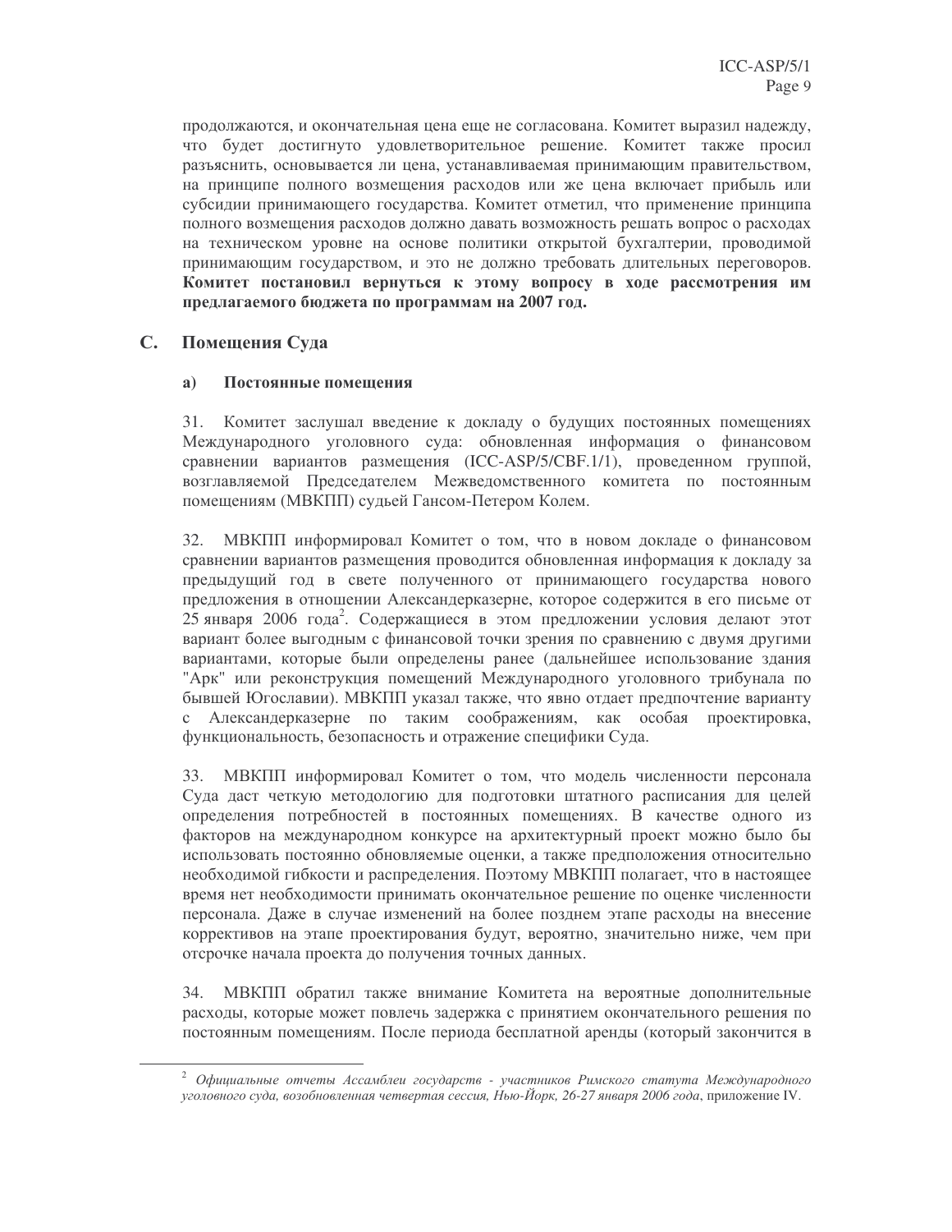продолжаются, и окончательная цена еще не согласована. Комитет выразил надежду, что будет достигнуто удовлетворительное решение. Комитет также просил разъяснить, основывается ли цена, устанавливаемая принимающим правительством, на принципе полного возмещения расходов или же цена включает прибыль или субсидии принимающего государства. Комитет отметил, что применение принципа полного возмещения расходов должно давать возможность решать вопрос о расходах на техническом уровне на основе политики открытой бухгалтерии, проводимой принимающим государством, и это не должно требовать длительных переговоров. **Комитет постановил вернуться к этому вопросу в ходе рассмотрения им предлагаемого бюджета по программам на 2007 год.**

## C. Помещения Суда

### а) Постоянные помещения

31. Комитет заслушал введение к докладу о будущих постоянных помещениях Международного уголовного суда: обновленная информация о финансовом сравнении вариантов размещения (ICC-ASP/5/CBF.1/1), проведенном группой, возглавляемой Председателем Межведомственного комитета по постоянным помещениям (МВКПП) судьей Гансом-Петером Колем.

32. МВКПП информировал Комитет о том, что в новом докладе о финансовом сравнении вариантов размещения проводится обновленная информация к докладу за предыдущий год в свете полученного от принимающего государства нового предложения в отношении Александерказерне, которое содержится в его письме от 25 января 2006 года[2]. Содержащиеся в этом предложении условия делают этот вариант более выгодным с финансовой точки зрения по сравнению с двумя другими вариантами, которые были определены ранее (дальнейшее использование здания "Арк" или реконструкция помещений Международного уголовного трибунала по бывшей Югославии). МВКПП указал также, что явно отдает предпочтение варианту с Александерказерне по таким соображениям, как особая проектировка, функциональность, безопасность и отражение специфики Суда.

33. МВКПП информировал Комитет о том, что модель численности персонала Суда даст четкую методологию для подготовки штатного расписания для целей определения потребностей в постоянных помещениях. В качестве одного из факторов на международном конкурсе на архитектурный проект можно было бы использовать постоянно обновляемые оценки, а также предположения относительно необходимой гибкости и распределения. Поэтому МВКПП полагает, что в настоящее время нет необходимости принимать окончательное решение по оценке численности персонала. Даже в случае изменений на более позднем этапе расходы на внесение коррективов на этапе проектирования будут, вероятно, значительно ниже, чем при отсрочке начала проекта до получения точных данных.

34. МВКПП обратил также внимание Комитета на вероятные дополнительные расходы, которые может повлечь задержка с принятием окончательного решения по постоянным помещениям. После периода бесплатной аренды (который закончится в

---

[2] *Официальные отчеты Ассамблеи государств - участников Римского статута Международного уголовного суда, возобновленная четвертая сессия, Нью-Йорк, 26-27 января 2006 года*, приложение IV.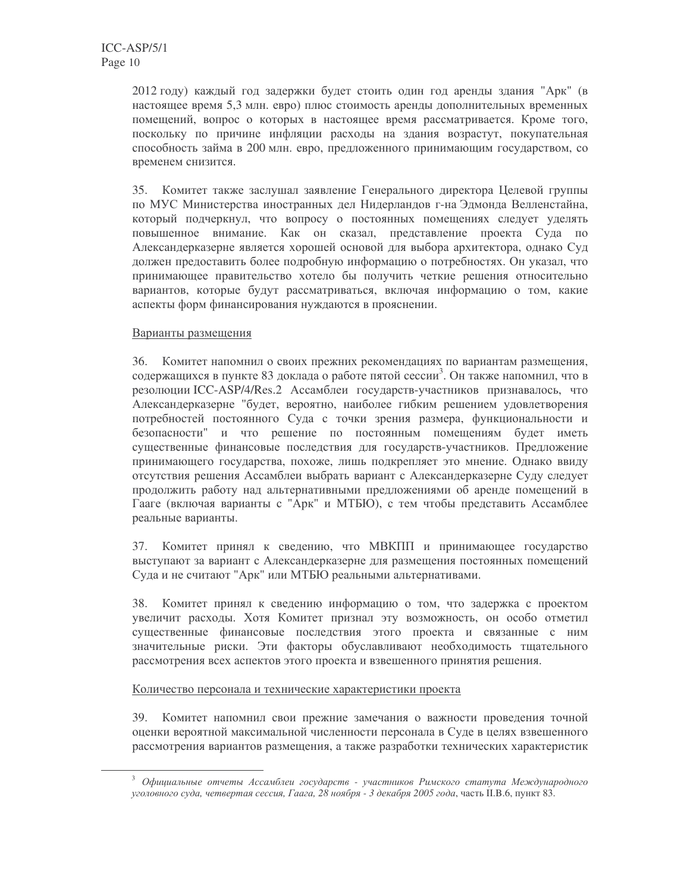2012 году) каждый год задержки будет стоить один год аренды здания "Арк" (в настоящее время 5,3 млн. евро) плюс стоимость аренды дополнительных временных помещений, вопрос о которых в настоящее время рассматривается. Кроме того, поскольку по причине инфляции расходы на здания возрастут, покупательная способность займа в 200 млн. евро, предложенного принимающим государством, со временем снизится.

35. Комитет также заслушал заявление Генерального директора Целевой группы по МУС Министерства иностранных дел Нидерландов г-на Эдмонда Велленстайна, который подчеркнул, что вопросу о постоянных помещениях следует уделять повышенное внимание. Как он сказал, представление проекта Суда по Александерказерне является хорошей основой для выбора архитектора, однако Суд должен предоставить более подробную информацию о потребностях. Он указал, что принимающее правительство хотело бы получить четкие решения относительно вариантов, которые будут рассматриваться, включая информацию о том, какие аспекты форм финансирования нуждаются в прояснении.

Варианты размещения

36. Комитет напомнил о своих прежних рекомендациях по вариантам размещения, содержащихся в пункте 83 доклада о работе пятой сессии[3]. Он также напомнил, что в резолюции ICC-ASP/4/Res.2 Ассамблеи государств-участников признавалось, что Александерказерне "будет, вероятно, наиболее гибким решением удовлетворения потребностей постоянного Суда с точки зрения размера, функциональности и безопасности" и что решение по постоянным помещениям будет иметь существенные финансовые последствия для государств-участников. Предложение принимающего государства, похоже, лишь подкрепляет это мнение. Однако ввиду отсутствия решения Ассамблеи выбрать вариант с Александерказерне Суду следует продолжить работу над альтернативными предложениями об аренде помещений в Гааге (включая варианты с "Арк" и МТБЮ), с тем чтобы представить Ассамблее реальные варианты.

37. Комитет принял к сведению, что МВКПП и принимающее государство выступают за вариант с Александерказерне для размещения постоянных помещений Суда и не считают "Арк" или МТБЮ реальными альтернативами.

38. Комитет принял к сведению информацию о том, что задержка с проектом увеличит расходы. Хотя Комитет признал эту возможность, он особо отметил существенные финансовые последствия этого проекта и связанные с ним значительные риски. Эти факторы обуславливают необходимость тщательного рассмотрения всех аспектов этого проекта и взвешенного принятия решения.

Количество персонала и технические характеристики проекта

39. Комитет напомнил свои прежние замечания о важности проведения точной оценки вероятной максимальной численности персонала в Суде в целях взвешенного рассмотрения вариантов размещения, а также разработки технических характеристик

[3] *Официальные отчеты Ассамблеи государств - участников Римского статута Международного уголовного суда, четвертая сессия, Гаага, 28 ноября - 3 декабря 2005 года*, часть II.B.6, пункт 83.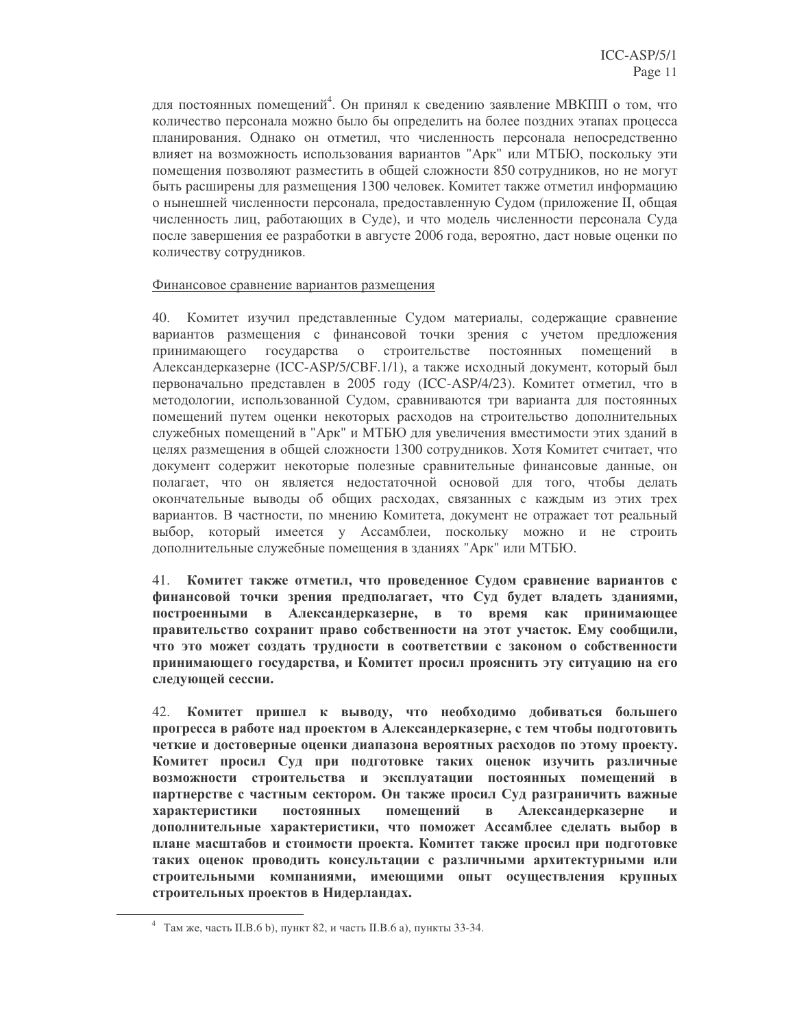для постоянных помещений[4]. Он принял к сведению заявление МВКПП о том, что количество персонала можно было бы определить на более поздних этапах процесса планирования. Однако он отметил, что численность персонала непосредственно влияет на возможность использования вариантов "Арк" или МТБЮ, поскольку эти помещения позволяют разместить в общей сложности 850 сотрудников, но не могут быть расширены для размещения 1300 человек. Комитет также отметил информацию о нынешней численности персонала, предоставленную Судом (приложение II, общая численность лиц, работающих в Суде), и что модель численности персонала Суда после завершения ее разработки в августе 2006 года, вероятно, даст новые оценки по количеству сотрудников.

<u>Финансовое сравнение вариантов размещения</u>

40. Комитет изучил представленные Судом материалы, содержащие сравнение вариантов размещения с финансовой точки зрения с учетом предложения принимающего государства о строительстве постоянных помещений в Александерказерне (ICC-ASP/5/CBF.1/1), а также исходный документ, который был первоначально представлен в 2005 году (ICC-ASP/4/23). Комитет отметил, что в методологии, использованной Судом, сравниваются три варианта для постоянных помещений путем оценки некоторых расходов на строительство дополнительных служебных помещений в "Арк" и МТБЮ для увеличения вместимости этих зданий в целях размещения в общей сложности 1300 сотрудников. Хотя Комитет считает, что документ содержит некоторые полезные сравнительные финансовые данные, он полагает, что он является недостаточной основой для того, чтобы делать окончательные выводы об общих расходах, связанных с каждым из этих трех вариантов. В частности, по мнению Комитета, документ не отражает тот реальный выбор, который имеется у Ассамблеи, поскольку можно и не строить дополнительные служебные помещения в зданиях "Арк" или МТБЮ.

41. **Комитет также отметил, что проведенное Судом сравнение вариантов с финансовой точки зрения предполагает, что Суд будет владеть зданиями, построенными в Александерказерне, в то время как принимающее правительство сохранит право собственности на этот участок. Ему сообщили, что это может создать трудности в соответствии с законом о собственности принимающего государства, и Комитет просил прояснить эту ситуацию на его следующей сессии.**

42. **Комитет пришел к выводу, что необходимо добиваться большего прогресса в работе над проектом в Александерказерне, с тем чтобы подготовить четкие и достоверные оценки диапазона вероятных расходов по этому проекту. Комитет просил Суд при подготовке таких оценок изучить различные возможности строительства и эксплуатации постоянных помещений в партнерстве с частным сектором. Он также просил Суд разграничить важные характеристики постоянных помещений в Александерказерне и дополнительные характеристики, что поможет Ассамблее сделать выбор в плане масштабов и стоимости проекта. Комитет также просил при подготовке таких оценок проводить консультации с различными архитектурными или строительными компаниями, имеющими опыт осуществления крупных строительных проектов в Нидерландах.**

[4] Там же, часть II.B.6 b), пункт 82, и часть II.B.6 a), пункты 33-34.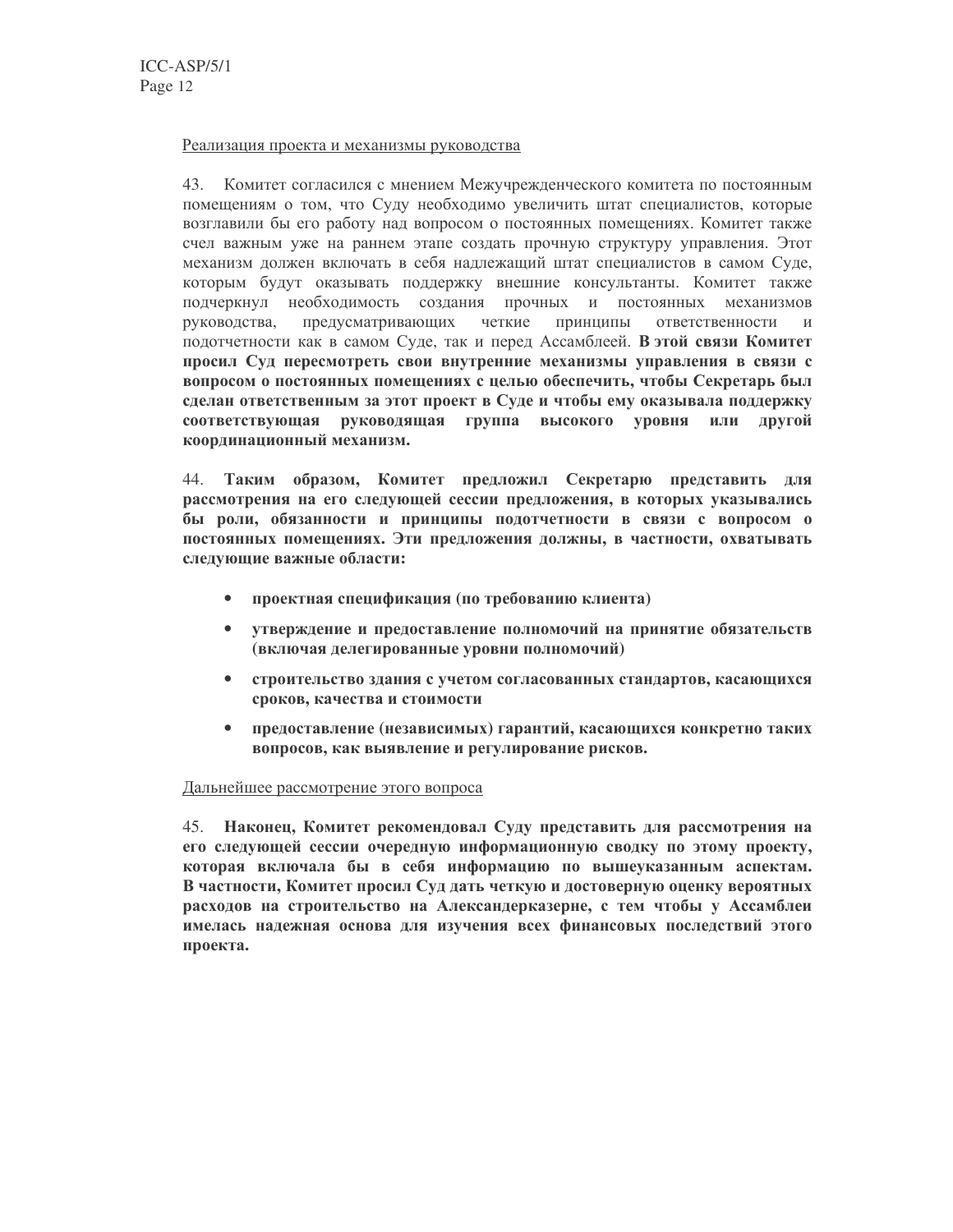Реализация проекта и механизмы руководства

43. Комитет согласился с мнением Межучрежденческого комитета по постоянным помещениям о том, что Суду необходимо увеличить штат специалистов, которые возглавили бы его работу над вопросом о постоянных помещениях. Комитет также счел важным уже на раннем этапе создать прочную структуру управления. Этот механизм должен включать в себя надлежащий штат специалистов в самом Суде, которым будут оказывать поддержку внешние консультанты. Комитет также подчеркнул необходимость создания прочных и постоянных механизмов руководства, предусматривающих четкие принципы ответственности и подотчетности как в самом Суде, так и перед Ассамблеей. **В этой связи Комитет просил Суд пересмотреть свои внутренние механизмы управления в связи с вопросом о постоянных помещениях с целью обеспечить, чтобы Секретарь был сделан ответственным за этот проект в Суде и чтобы ему оказывала поддержку соответствующая руководящая группа высокого уровня или другой координационный механизм.**

44. **Таким образом, Комитет предложил Секретарю представить для рассмотрения на его следующей сессии предложения, в которых указывались бы роли, обязанности и принципы подотчетности в связи с вопросом о постоянных помещениях. Эти предложения должны, в частности, охватывать следующие важные области:**

- **проектная спецификация (по требованию клиента)**
- **утверждение и предоставление полномочий на принятие обязательств (включая делегированные уровни полномочий)**
- **строительство здания с учетом согласованных стандартов, касающихся сроков, качества и стоимости**
- **предоставление (независимых) гарантий, касающихся конкретно таких вопросов, как выявление и регулирование рисков.**

Дальнейшее рассмотрение этого вопроса

45. **Наконец, Комитет рекомендовал Суду представить для рассмотрения на его следующей сессии очередную информационную сводку по этому проекту, которая включала бы в себя информацию по вышеуказанным аспектам. В частности, Комитет просил Суд дать четкую и достоверную оценку вероятных расходов на строительство на Александерказерне, с тем чтобы у Ассамблеи имелась надежная основа для изучения всех финансовых последствий этого проекта.**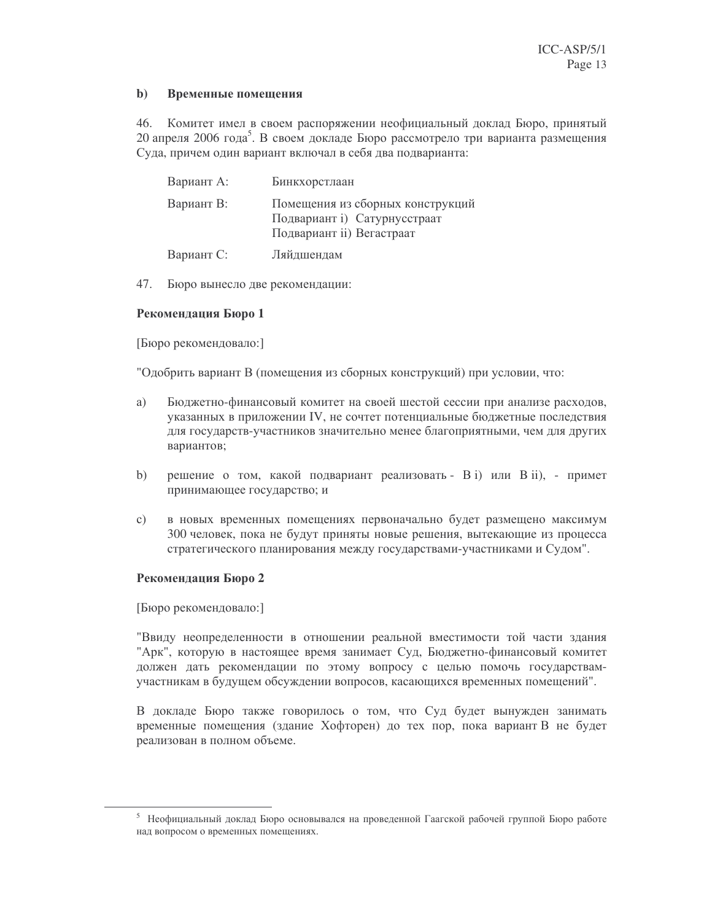### b) Временные помещения

46. Комитет имел в своем распоряжении неофициальный доклад Бюро, принятый 20 апреля 2006 года[5]. В своем докладе Бюро рассмотрело три варианта размещения Суда, причем один вариант включал в себя два подварианта:

| | |
|---|---|
| Вариант А: | Бинкхорстлаан |
| Вариант В: | Помещения из сборных конструкций<br>Подвариант i) Сатурнусстраат<br>Подвариант ii) Вегастраат |
| Вариант С: | Ляйдшендам |

47. Бюро вынесло две рекомендации:

**Рекомендация Бюро 1**

[Бюро рекомендовало:]

"Одобрить вариант В (помещения из сборных конструкций) при условии, что:

a) Бюджетно-финансовый комитет на своей шестой сессии при анализе расходов, указанных в приложении IV, не сочтет потенциальные бюджетные последствия для государств-участников значительно менее благоприятными, чем для других вариантов;

b) решение о том, какой подвариант реализовать - В i) или В ii), - примет принимающее государство; и

c) в новых временных помещениях первоначально будет размещено максимум 300 человек, пока не будут приняты новые решения, вытекающие из процесса стратегического планирования между государствами-участниками и Судом".

**Рекомендация Бюро 2**

[Бюро рекомендовало:]

"Ввиду неопределенности в отношении реальной вместимости той части здания "Арк", которую в настоящее время занимает Суд, Бюджетно-финансовый комитет должен дать рекомендации по этому вопросу с целью помочь государствам-участникам в будущем обсуждении вопросов, касающихся временных помещений".

В докладе Бюро также говорилось о том, что Суд будет вынужден занимать временные помещения (здание Хофторен) до тех пор, пока вариант В не будет реализован в полном объеме.

---

[5] Неофициальный доклад Бюро основывался на проведенной Гаагской рабочей группой Бюро работе над вопросом о временных помещениях.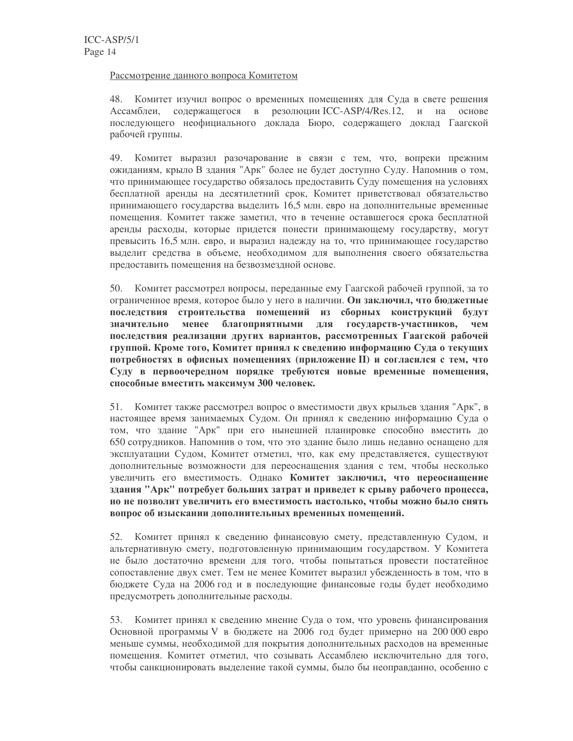Рассмотрение данного вопроса Комитетом

48. Комитет изучил вопрос о временных помещениях для Суда в свете решения Ассамблеи, содержащегося в резолюции ICC-ASP/4/Res.12, и на основе последующего неофициального доклада Бюро, содержащего доклад Гаагской рабочей группы.

49. Комитет выразил разочарование в связи с тем, что, вопреки прежним ожиданиям, крыло B здания "Арк" более не будет доступно Суду. Напомнив о том, что принимающее государство обязалось предоставить Суду помещения на условиях бесплатной аренды на десятилетний срок, Комитет приветствовал обязательство принимающего государства выделить 16,5 млн. евро на дополнительные временные помещения. Комитет также заметил, что в течение оставшегося срока бесплатной аренды расходы, которые придется понести принимающему государству, могут превысить 16,5 млн. евро, и выразил надежду на то, что принимающее государство выделит средства в объеме, необходимом для выполнения своего обязательства предоставить помещения на безвозмездной основе.

50. Комитет рассмотрел вопросы, переданные ему Гаагской рабочей группой, за то ограниченное время, которое было у него в наличии. **Он заключил, что бюджетные последствия строительства помещений из сборных конструкций будут значительно менее благоприятными для государств-участников, чем последствия реализации других вариантов, рассмотренных Гаагской рабочей группой. Кроме того, Комитет принял к сведению информацию Суда о текущих потребностях в офисных помещениях (приложение II) и согласился с тем, что Суду в первоочередном порядке требуются новые временные помещения, способные вместить максимум 300 человек.**

51. Комитет также рассмотрел вопрос о вместимости двух крыльев здания "Арк", в настоящее время занимаемых Судом. Он принял к сведению информацию Суда о том, что здание "Арк" при его нынешней планировке способно вместить до 650 сотрудников. Напомнив о том, что это здание было лишь недавно оснащено для эксплуатации Судом, Комитет отметил, что, как ему представляется, существуют дополнительные возможности для переоснащения здания с тем, чтобы несколько увеличить его вместимость. Однако **Комитет заключил, что переоснащение здания "Арк" потребует больших затрат и приведет к срыву рабочего процесса, но не позволит увеличить его вместимость настолько, чтобы можно было снять вопрос об изыскании дополнительных временных помещений.**

52. Комитет принял к сведению финансовую смету, представленную Судом, и альтернативную смету, подготовленную принимающим государством. У Комитета не было достаточно времени для того, чтобы попытаться провести постатейное сопоставление двух смет. Тем не менее Комитет выразил убежденность в том, что в бюджете Суда на 2006 год и в последующие финансовые годы будет необходимо предусмотреть дополнительные расходы.

53. Комитет принял к сведению мнение Суда о том, что уровень финансирования Основной программы V в бюджете на 2006 год будет примерно на 200 000 евро меньше суммы, необходимой для покрытия дополнительных расходов на временные помещения. Комитет отметил, что созывать Ассамблею исключительно для того, чтобы санкционировать выделение такой суммы, было бы неоправданно, особенно с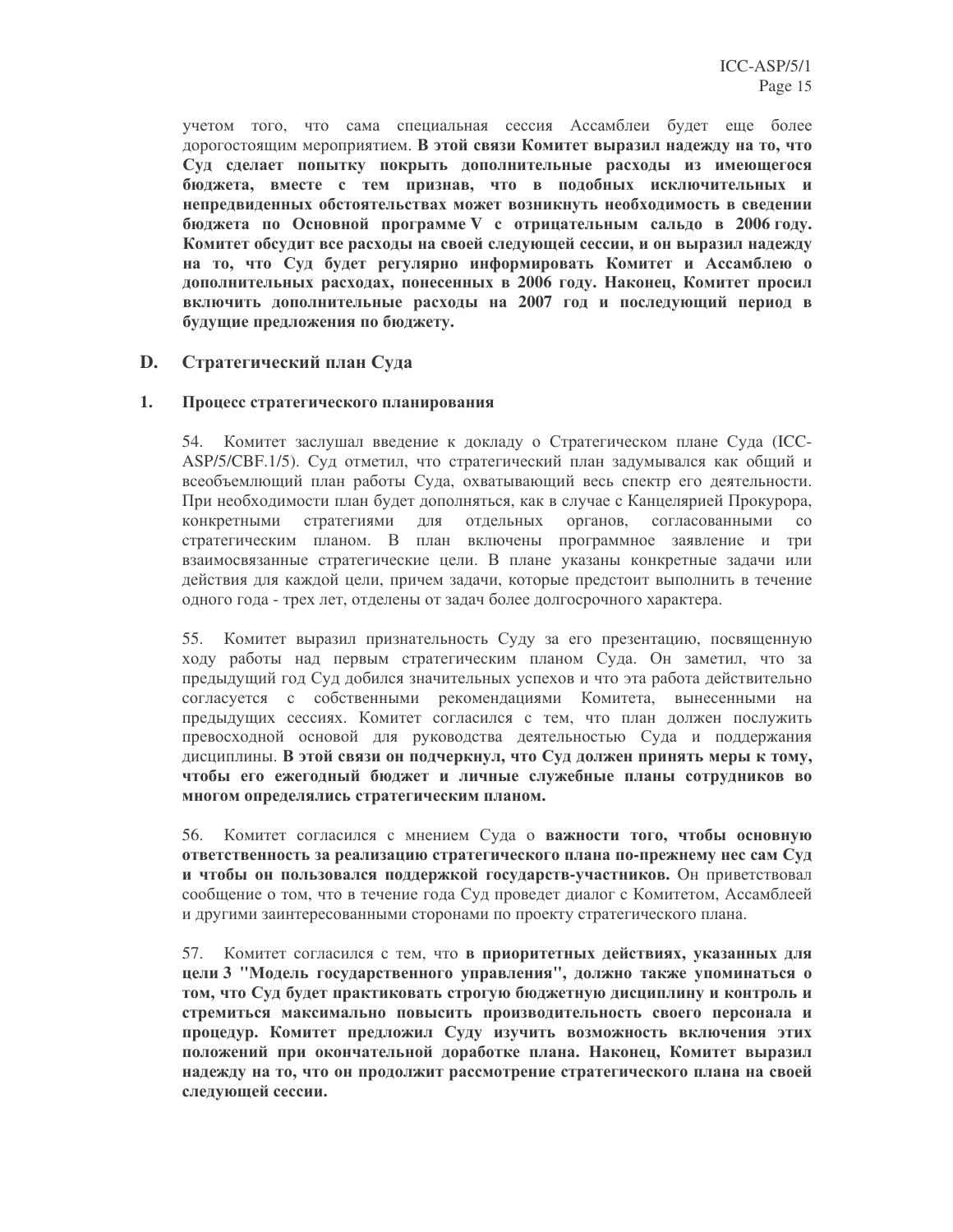учетом того, что сама специальная сессия Ассамблеи будет еще более дорогостоящим мероприятием. **В этой связи Комитет выразил надежду на то, что Суд сделает попытку покрыть дополнительные расходы из имеющегося бюджета, вместе с тем признав, что в подобных исключительных и непредвиденных обстоятельствах может возникнуть необходимость в сведении бюджета по Основной программе V с отрицательным сальдо в 2006 году. Комитет обсудит все расходы на своей следующей сессии, и он выразил надежду на то, что Суд будет регулярно информировать Комитет и Ассамблею о дополнительных расходах, понесенных в 2006 году. Наконец, Комитет просил включить дополнительные расходы на 2007 год и последующий период в будущие предложения по бюджету.**

## D. Стратегический план Суда

### 1. Процесс стратегического планирования

54. Комитет заслушал введение к докладу о Стратегическом плане Суда (ICC-ASP/5/CBF.1/5). Суд отметил, что стратегический план задумывался как общий и всеобъемлющий план работы Суда, охватывающий весь спектр его деятельности. При необходимости план будет дополняться, как в случае с Канцелярией Прокурора, конкретными стратегиями для отдельных органов, согласованными со стратегическим планом. В план включены программное заявление и три взаимосвязанные стратегические цели. В плане указаны конкретные задачи или действия для каждой цели, причем задачи, которые предстоит выполнить в течение одного года - трех лет, отделены от задач более долгосрочного характера.

55. Комитет выразил признательность Суду за его презентацию, посвященную ходу работы над первым стратегическим планом Суда. Он заметил, что за предыдущий год Суд добился значительных успехов и что эта работа действительно согласуется с собственными рекомендациями Комитета, вынесенными на предыдущих сессиях. Комитет согласился с тем, что план должен послужить превосходной основой для руководства деятельностью Суда и поддержания дисциплины. **В этой связи он подчеркнул, что Суд должен принять меры к тому, чтобы его ежегодный бюджет и личные служебные планы сотрудников во многом определялись стратегическим планом.**

56. Комитет согласился с мнением Суда о **важности того, чтобы основную ответственность за реализацию стратегического плана по-прежнему нес сам Суд и чтобы он пользовался поддержкой государств-участников.** Он приветствовал сообщение о том, что в течение года Суд проведет диалог с Комитетом, Ассамблеей и другими заинтересованными сторонами по проекту стратегического плана.

57. Комитет согласился с тем, что **в приоритетных действиях, указанных для цели 3 "Модель государственного управления", должно также упоминаться о том, что Суд будет практиковать строгую бюджетную дисциплину и контроль и стремиться максимально повысить производительность своего персонала и процедур. Комитет предложил Суду изучить возможность включения этих положений при окончательной доработке плана. Наконец, Комитет выразил надежду на то, что он продолжит рассмотрение стратегического плана на своей следующей сессии.**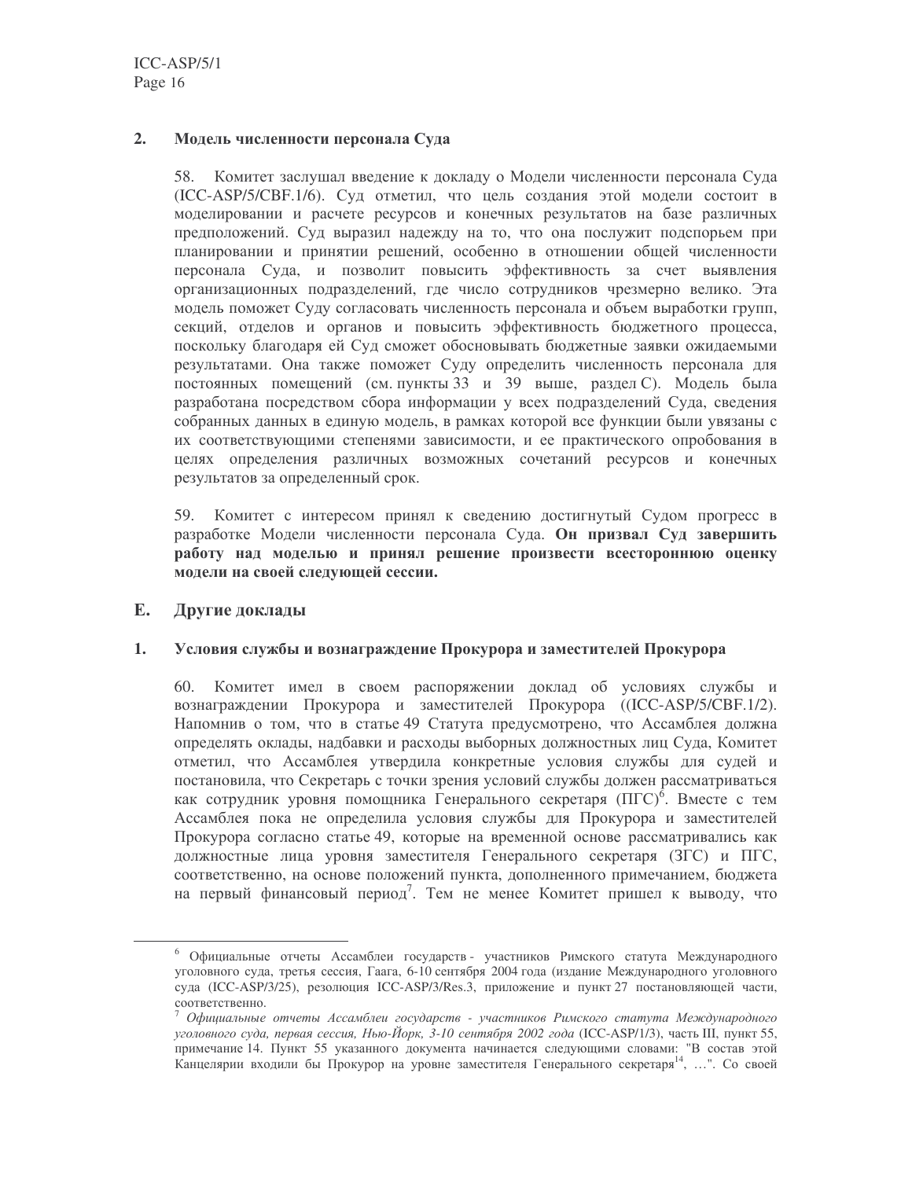### 2. Модель численности персонала Суда

58. Комитет заслушал введение к докладу о Модели численности персонала Суда (ICC-ASP/5/CBF.1/6). Суд отметил, что цель создания этой модели состоит в моделировании и расчете ресурсов и конечных результатов на базе различных предположений. Суд выразил надежду на то, что она послужит подспорьем при планировании и принятии решений, особенно в отношении общей численности персонала Суда, и позволит повысить эффективность за счет выявления организационных подразделений, где число сотрудников чрезмерно велико. Эта модель поможет Суду согласовать численность персонала и объем выработки групп, секций, отделов и органов и повысить эффективность бюджетного процесса, поскольку благодаря ей Суд сможет обосновывать бюджетные заявки ожидаемыми результатами. Она также поможет Суду определить численность персонала для постоянных помещений (см. пункты 33 и 39 выше, раздел С). Модель была разработана посредством сбора информации у всех подразделений Суда, сведения собранных данных в единую модель, в рамках которой все функции были увязаны с их соответствующими степенями зависимости, и ее практического опробования в целях определения различных возможных сочетаний ресурсов и конечных результатов за определенный срок.

59. Комитет с интересом принял к сведению достигнутый Судом прогресс в разработке Модели численности персонала Суда. **Он призвал Суд завершить работу над моделью и принял решение произвести всестороннюю оценку модели на своей следующей сессии.**

## E. Другие доклады

### 1. Условия службы и вознаграждение Прокурора и заместителей Прокурора

60. Комитет имел в своем распоряжении доклад об условиях службы и вознаграждении Прокурора и заместителей Прокурора ((ICC-ASP/5/CBF.1/2). Напомнив о том, что в статье 49 Статута предусмотрено, что Ассамблея должна определять оклады, надбавки и расходы выборных должностных лиц Суда, Комитет отметил, что Ассамблея утвердила конкретные условия службы для судей и постановила, что Секретарь с точки зрения условий службы должен рассматриваться как сотрудник уровня помощника Генерального секретаря (ПГС)[6]. Вместе с тем Ассамблея пока не определила условия службы для Прокурора и заместителей Прокурора согласно статье 49, которые на временной основе рассматривались как должностные лица уровня заместителя Генерального секретаря (ЗГС) и ПГС, соответственно, на основе положений пункта, дополненного примечанием, бюджета на первый финансовый период[7]. Тем не менее Комитет пришел к выводу, что

---

[6] Официальные отчеты Ассамблеи государств - участников Римского статута Международного уголовного суда, третья сессия, Гаага, 6-10 сентября 2004 года (издание Международного уголовного суда (ICC-ASP/3/25), резолюция ICC-ASP/3/Res.3, приложение и пункт 27 постановляющей части, соответственно.

[7] *Официальные отчеты Ассамблеи государств - участников Римского статута Международного уголовного суда, первая сессия, Нью-Йорк, 3-10 сентября 2002 года* (ICC-ASP/1/3), часть III, пункт 55, примечание 14. Пункт 55 указанного документа начинается следующими словами: "В состав этой Канцелярии входили бы Прокурор на уровне заместителя Генерального секретаря[14], …". Со своей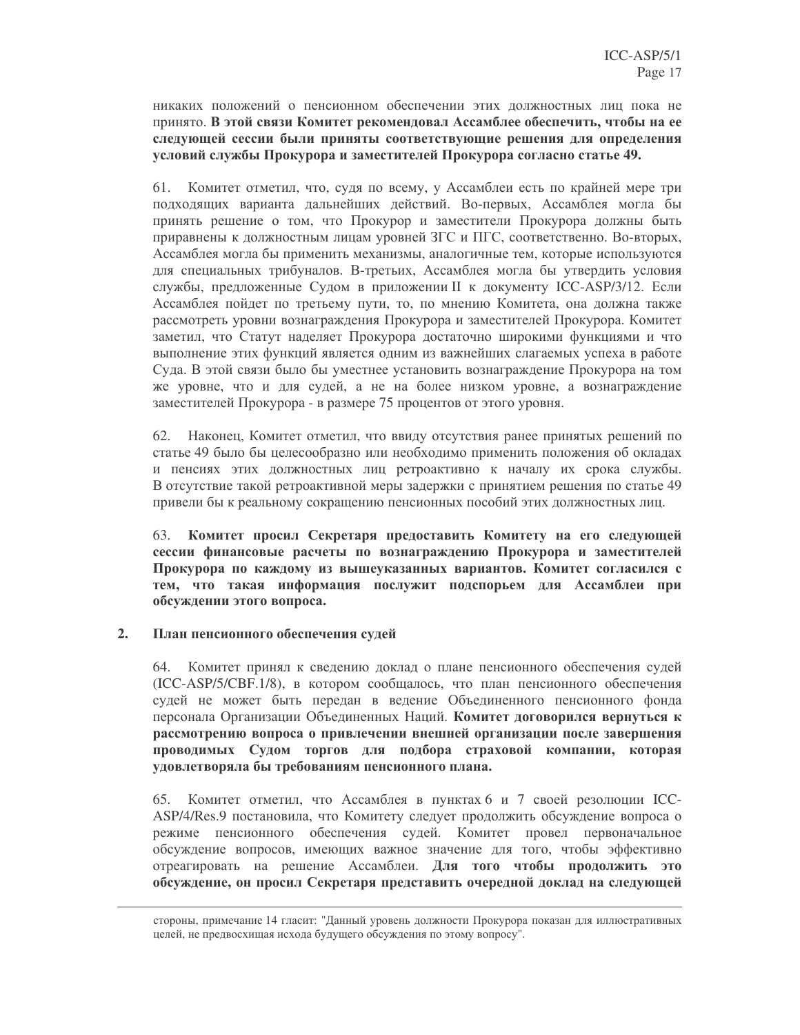никаких положений о пенсионном обеспечении этих должностных лиц пока не принято. **В этой связи Комитет рекомендовал Ассамблее обеспечить, чтобы на ее следующей сессии были приняты соответствующие решения для определения условий службы Прокурора и заместителей Прокурора согласно статье 49.**

61. Комитет отметил, что, судя по всему, у Ассамблеи есть по крайней мере три подходящих варианта дальнейших действий. Во-первых, Ассамблея могла бы принять решение о том, что Прокурор и заместители Прокурора должны быть приравнены к должностным лицам уровней ЗГС и ПГС, соответственно. Во-вторых, Ассамблея могла бы применить механизмы, аналогичные тем, которые используются для специальных трибуналов. В-третьих, Ассамблея могла бы утвердить условия службы, предложенные Судом в приложении II к документу ICC-ASP/3/12. Если Ассамблея пойдет по третьему пути, то, по мнению Комитета, она должна также рассмотреть уровни вознаграждения Прокурора и заместителей Прокурора. Комитет заметил, что Статут наделяет Прокурора достаточно широкими функциями и что выполнение этих функций является одним из важнейших слагаемых успеха в работе Суда. В этой связи было бы уместнее установить вознаграждение Прокурора на том же уровне, что и для судей, а не на более низком уровне, а вознаграждение заместителей Прокурора - в размере 75 процентов от этого уровня.

62. Наконец, Комитет отметил, что ввиду отсутствия ранее принятых решений по статье 49 было бы целесообразно или необходимо применить положения об окладах и пенсиях этих должностных лиц ретроактивно к началу их срока службы. В отсутствие такой ретроактивной меры задержки с принятием решения по статье 49 привели бы к реальному сокращению пенсионных пособий этих должностных лиц.

63. **Комитет просил Секретаря предоставить Комитету на его следующей сессии финансовые расчеты по вознаграждению Прокурора и заместителей Прокурора по каждому из вышеуказанных вариантов. Комитет согласился с тем, что такая информация послужит подспорьем для Ассамблеи при обсуждении этого вопроса.**

## 2. План пенсионного обеспечения судей

64. Комитет принял к сведению доклад о плане пенсионного обеспечения судей (ICC-ASP/5/CBF.1/8), в котором сообщалось, что план пенсионного обеспечения судей не может быть передан в ведение Объединенного пенсионного фонда персонала Организации Объединенных Наций. **Комитет договорился вернуться к рассмотрению вопроса о привлечении внешней организации после завершения проводимых Судом торгов для подбора страховой компании, которая удовлетворяла бы требованиям пенсионного плана.**

65. Комитет отметил, что Ассамблея в пунктах 6 и 7 своей резолюции ICC-ASP/4/Res.9 постановила, что Комитету следует продолжить обсуждение вопроса о режиме пенсионного обеспечения судей. Комитет провел первоначальное обсуждение вопросов, имеющих важное значение для того, чтобы эффективно отреагировать на решение Ассамблеи. **Для того чтобы продолжить это обсуждение, он просил Секретаря представить очередной доклад на следующей**

---

стороны, примечание 14 гласит: "Данный уровень должности Прокурора показан для иллюстративных целей, не предвосхищая исхода будущего обсуждения по этому вопросу".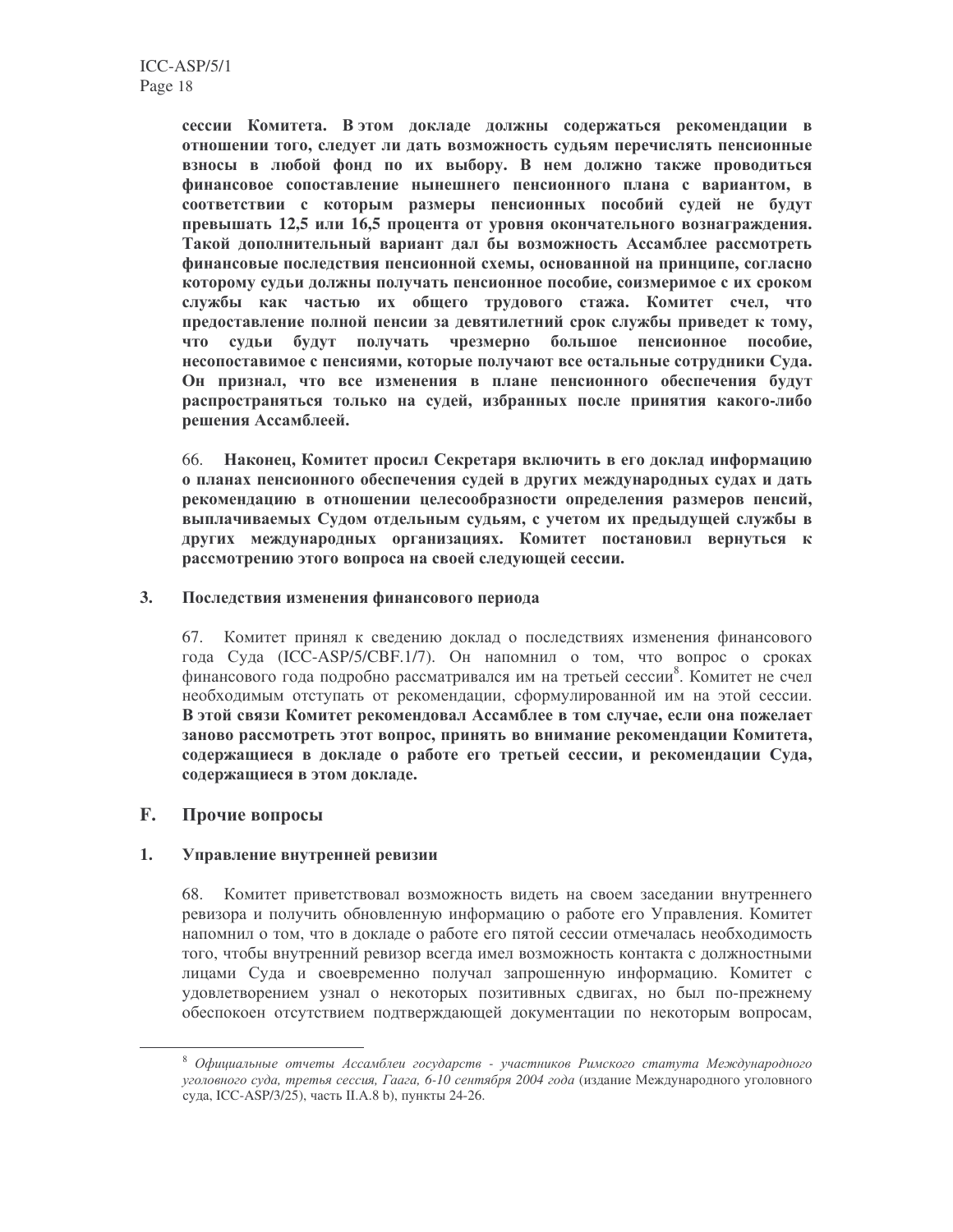**сессии Комитета. В этом докладе должны содержаться рекомендации в отношении того, следует ли дать возможность судьям перечислять пенсионные взносы в любой фонд по их выбору. В нем должно также проводиться финансовое сопоставление нынешнего пенсионного плана с вариантом, в соответствии с которым размеры пенсионных пособий судей не будут превышать 12,5 или 16,5 процента от уровня окончательного вознаграждения. Такой дополнительный вариант дал бы возможность Ассамблее рассмотреть финансовые последствия пенсионной схемы, основанной на принципе, согласно которому судьи должны получать пенсионное пособие, соизмеримое с их сроком службы как частью их общего трудового стажа. Комитет счел, что предоставление полной пенсии за девятилетний срок службы приведет к тому, что судьи будут получать чрезмерно большое пенсионное пособие, несопоставимое с пенсиями, которые получают все остальные сотрудники Суда. Он признал, что все изменения в плане пенсионного обеспечения будут распространяться только на судей, избранных после принятия какого-либо решения Ассамблеей.**

66. **Наконец, Комитет просил Секретаря включить в его доклад информацию о планах пенсионного обеспечения судей в других международных судах и дать рекомендацию в отношении целесообразности определения размеров пенсий, выплачиваемых Судом отдельным судьям, с учетом их предыдущей службы в других международных организациях. Комитет постановил вернуться к рассмотрению этого вопроса на своей следующей сессии.**

### 3. Последствия изменения финансового периода

67. Комитет принял к сведению доклад о последствиях изменения финансового года Суда (ICC-ASP/5/CBF.1/7). Он напомнил о том, что вопрос о сроках финансового года подробно рассматривался им на третьей сессии[8]. Комитет не счел необходимым отступать от рекомендации, сформулированной им на этой сессии. **В этой связи Комитет рекомендовал Ассамблее в том случае, если она пожелает заново рассмотреть этот вопрос, принять во внимание рекомендации Комитета, содержащиеся в докладе о работе его третьей сессии, и рекомендации Суда, содержащиеся в этом докладе.**

## F. Прочие вопросы

### 1. Управление внутренней ревизии

68. Комитет приветствовал возможность видеть на своем заседании внутреннего ревизора и получить обновленную информацию о работе его Управления. Комитет напомнил о том, что в докладе о работе его пятой сессии отмечалась необходимость того, чтобы внутренний ревизор всегда имел возможность контакта с должностными лицами Суда и своевременно получал запрошенную информацию. Комитет с удовлетворением узнал о некоторых позитивных сдвигах, но был по-прежнему обеспокоен отсутствием подтверждающей документации по некоторым вопросам,

---

[8] *Официальные отчеты Ассамблеи государств - участников Римского статута Международного уголовного суда, третья сессия, Гаага, 6-10 сентября 2004 года* (издание Международного уголовного суда, ICC-ASP/3/25), часть II.A.8 b), пункты 24-26.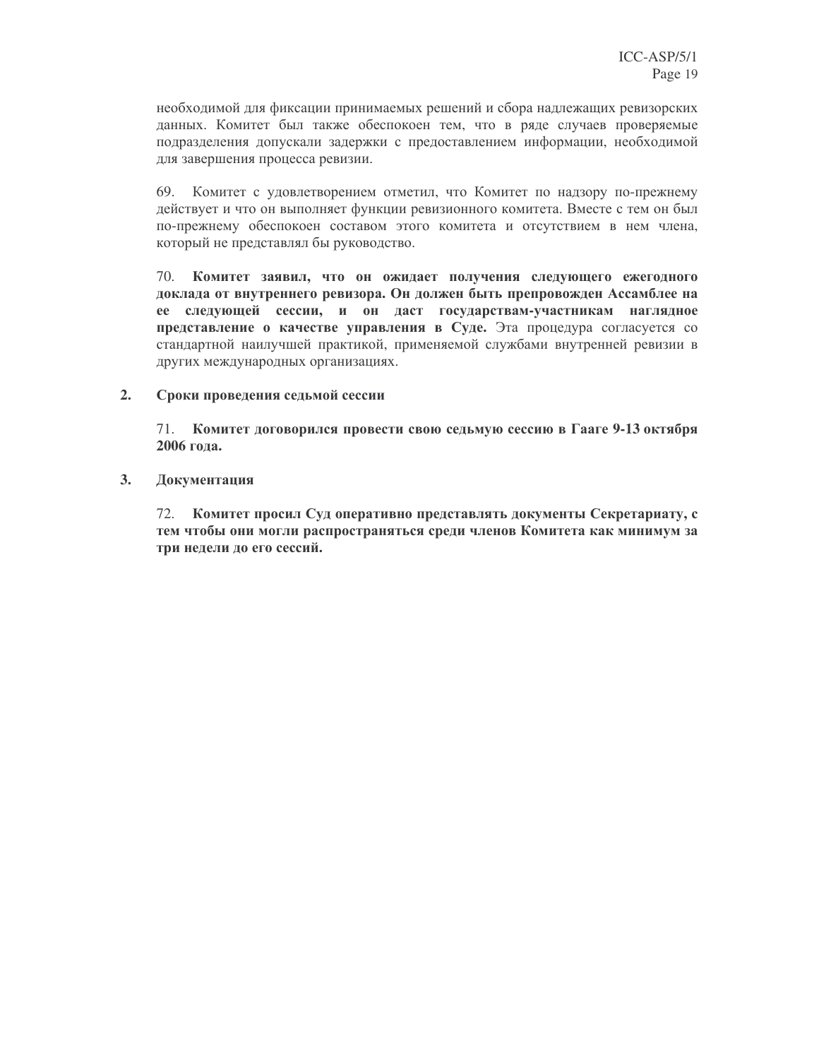необходимой для фиксации принимаемых решений и сбора надлежащих ревизорских данных. Комитет был также обеспокоен тем, что в ряде случаев проверяемые подразделения допускали задержки с предоставлением информации, необходимой для завершения процесса ревизии.

69. Комитет с удовлетворением отметил, что Комитет по надзору по-прежнему действует и что он выполняет функции ревизионного комитета. Вместе с тем он был по-прежнему обеспокоен составом этого комитета и отсутствием в нем члена, который не представлял бы руководство.

70. **Комитет заявил, что он ожидает получения следующего ежегодного доклада от внутреннего ревизора. Он должен быть препровожден Ассамблее на ее следующей сессии, и он даст государствам-участникам наглядное представление о качестве управления в Суде.** Эта процедура согласуется со стандартной наилучшей практикой, применяемой службами внутренней ревизии в других международных организациях.

## 2. Сроки проведения седьмой сессии

71. **Комитет договорился провести свою седьмую сессию в Гааге 9-13 октября 2006 года.**

## 3. Документация

72. **Комитет просил Суд оперативно представлять документы Секретариату, с тем чтобы они могли распространяться среди членов Комитета как минимум за три недели до его сессий.**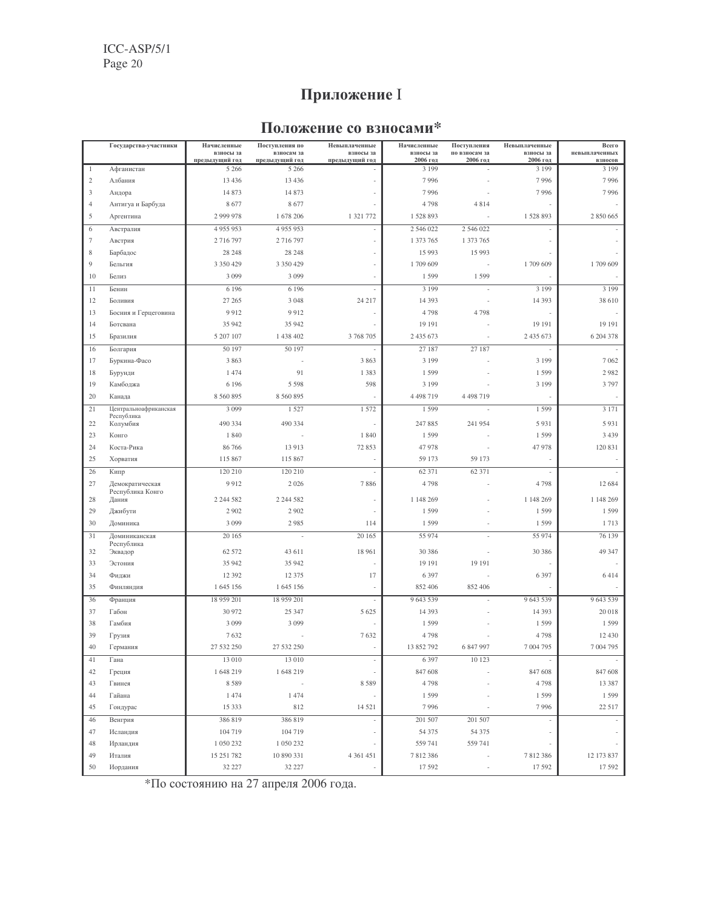# Приложение I

## Положение со взносами*

| | Государства-участники | Начисленные взносы за предыдущий год | Поступления по взносам за предыдущий год | Невыплаченные взносы за предыдущий год | Начисленные взносы за 2006 год | Поступления по взносам за 2006 год | Невыплаченные взносы за 2006 год | Всего невыплаченных взносов |
|---|---|---|---|---|---|---|---|---|
| 1 | Афганистан | 5 266 | 5 266 | - | 3 199 | - | 3 199 | 3 199 |
| 2 | Албания | 13 436 | 13 436 | - | 7 996 | - | 7 996 | 7 996 |
| 3 | Андора | 14 873 | 14 873 | - | 7 996 | - | 7 996 | 7 996 |
| 4 | Антигуа и Барбуда | 8 677 | 8 677 | - | 4 798 | 4 814 | - | - |
| 5 | Аргентина | 2 999 978 | 1 678 206 | 1 321 772 | 1 528 893 | - | 1 528 893 | 2 850 665 |
| 6 | Австралия | 4 955 953 | 4 955 953 | - | 2 546 022 | 2 546 022 | - | - |
| 7 | Австрия | 2 716 797 | 2 716 797 | - | 1 373 765 | 1 373 765 | - | - |
| 8 | Барбадос | 28 248 | 28 248 | - | 15 993 | 15 993 | - | - |
| 9 | Бельгия | 3 350 429 | 3 350 429 | - | 1 709 609 | - | 1 709 609 | 1 709 609 |
| 10 | Белиз | 3 099 | 3 099 | - | 1 599 | 1 599 | - | - |
| 11 | Бенин | 6 196 | 6 196 | - | 3 199 | - | 3 199 | 3 199 |
| 12 | Боливия | 27 265 | 3 048 | 24 217 | 14 393 | - | 14 393 | 38 610 |
| 13 | Босния и Герцеговина | 9 912 | 9 912 | - | 4 798 | 4 798 | - | - |
| 14 | Ботсвана | 35 942 | 35 942 | - | 19 191 | - | 19 191 | 19 191 |
| 15 | Бразилия | 5 207 107 | 1 438 402 | 3 768 705 | 2 435 673 | - | 2 435 673 | 6 204 378 |
| 16 | Болгария | 50 197 | 50 197 | - | 27 187 | 27 187 | - | - |
| 17 | Буркина-Фасо | 3 863 | - | 3 863 | 3 199 | - | 3 199 | 7 062 |
| 18 | Бурунди | 1 474 | 91 | 1 383 | 1 599 | - | 1 599 | 2 982 |
| 19 | Камбоджа | 6 196 | 5 598 | 598 | 3 199 | - | 3 199 | 3 797 |
| 20 | Канада | 8 560 895 | 8 560 895 | - | 4 498 719 | 4 498 719 | - | - |
| 21 | Центральноафриканская Республика | 3 099 | 1 527 | 1 572 | 1 599 | - | 1 599 | 3 171 |
| 22 | Колумбия | 490 334 | 490 334 | - | 247 885 | 241 954 | 5 931 | 5 931 |
| 23 | Конго | 1 840 | - | 1 840 | 1 599 | - | 1 599 | 3 439 |
| 24 | Коста-Рика | 86 766 | 13 913 | 72 853 | 47 978 | - | 47 978 | 120 831 |
| 25 | Хорватия | 115 867 | 115 867 | - | 59 173 | 59 173 | - | - |
| 26 | Кипр | 120 210 | 120 210 | - | 62 371 | 62 371 | - | - |
| 27 | Демократическая Республика Конго | 9 912 | 2 026 | 7 886 | 4 798 | - | 4 798 | 12 684 |
| 28 | Дания | 2 244 582 | 2 244 582 | - | 1 148 269 | - | 1 148 269 | 1 148 269 |
| 29 | Джибути | 2 902 | 2 902 | - | 1 599 | - | 1 599 | 1 599 |
| 30 | Доминика | 3 099 | 2 985 | 114 | 1 599 | - | 1 599 | 1 713 |
| 31 | Доминиканская Республика | 20 165 | - | 20 165 | 55 974 | - | 55 974 | 76 139 |
| 32 | Эквадор | 62 572 | 43 611 | 18 961 | 30 386 | - | 30 386 | 49 347 |
| 33 | Эстония | 35 942 | 35 942 | - | 19 191 | 19 191 | - | - |
| 34 | Фиджи | 12 392 | 12 375 | 17 | 6 397 | - | 6 397 | 6 414 |
| 35 | Финляндия | 1 645 156 | 1 645 156 | - | 852 406 | 852 406 | - | - |
| 36 | Франция | 18 959 201 | 18 959 201 | - | 9 643 539 | - | 9 643 539 | 9 643 539 |
| 37 | Габон | 30 972 | 25 347 | 5 625 | 14 393 | - | 14 393 | 20 018 |
| 38 | Гамбия | 3 099 | 3 099 | - | 1 599 | - | 1 599 | 1 599 |
| 39 | Грузия | 7 632 | - | 7 632 | 4 798 | - | 4 798 | 12 430 |
| 40 | Германия | 27 532 250 | 27 532 250 | - | 13 852 792 | 6 847 997 | 7 004 795 | 7 004 795 |
| 41 | Гана | 13 010 | 13 010 | - | 6 397 | 10 123 | - | - |
| 42 | Греция | 1 648 219 | 1 648 219 | - | 847 608 | - | 847 608 | 847 608 |
| 43 | Гвинея | 8 589 | - | 8 589 | 4 798 | - | 4 798 | 13 387 |
| 44 | Гайана | 1 474 | 1 474 | - | 1 599 | - | 1 599 | 1 599 |
| 45 | Гондурас | 15 333 | 812 | 14 521 | 7 996 | - | 7 996 | 22 517 |
| 46 | Венгрия | 386 819 | 386 819 | - | 201 507 | 201 507 | - | - |
| 47 | Исландия | 104 719 | 104 719 | - | 54 375 | 54 375 | - | - |
| 48 | Ирландия | 1 050 232 | 1 050 232 | - | 559 741 | 559 741 | - | - |
| 49 | Италия | 15 251 782 | 10 890 331 | 4 361 451 | 7 812 386 | - | 7 812 386 | 12 173 837 |
| 50 | Иордания | 32 227 | 32 227 | - | 17 592 | - | 17 592 | 17 592 |

*По состоянию на 27 апреля 2006 года.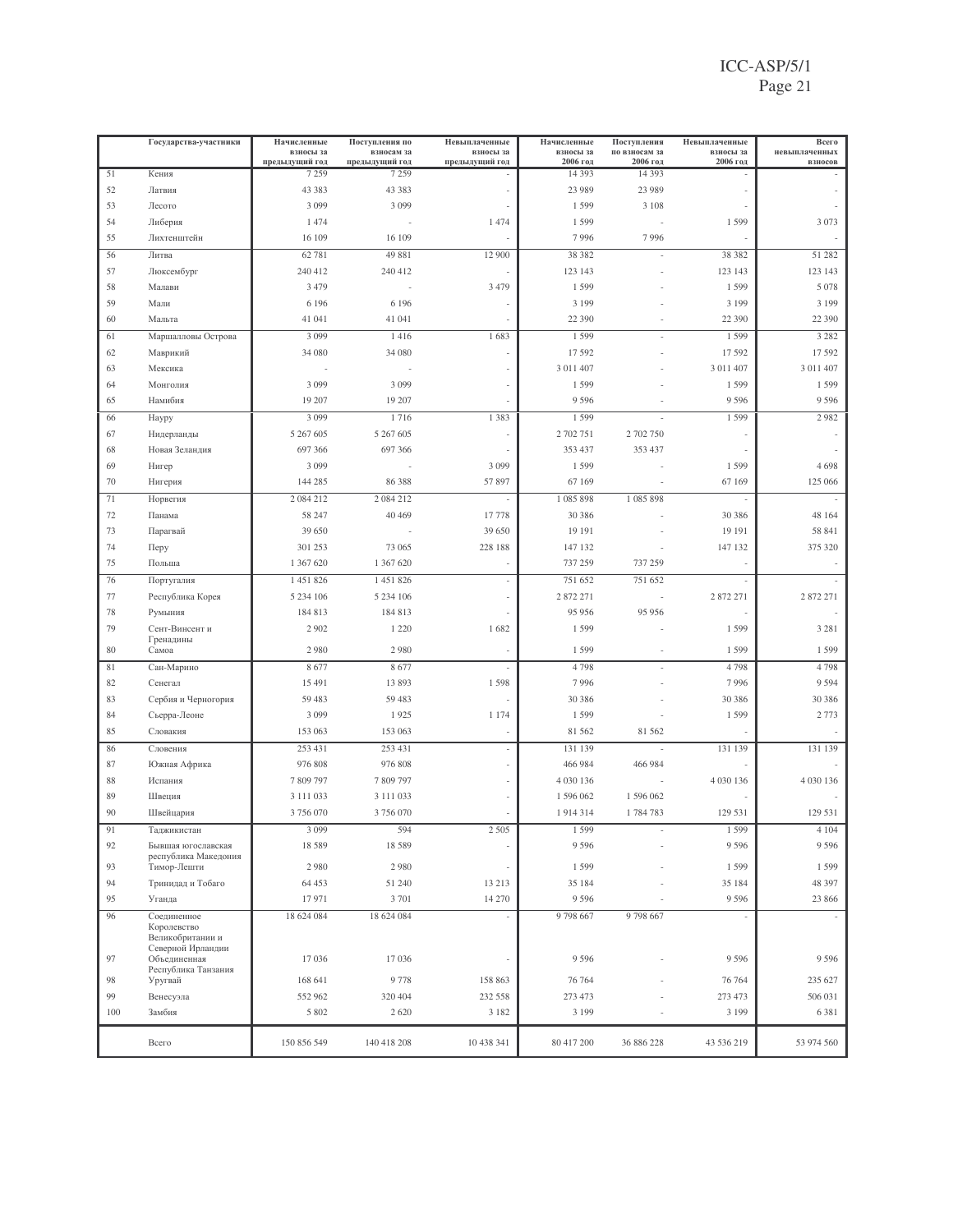| | Государства-участники | Начисленные взносы за предыдущий год | Поступления по взносам за предыдущий год | Невыплаченные взносы за предыдущий год | Начисленные взносы за 2006 год | Поступления по взносам за 2006 год | Невыплаченные взносы за 2006 год | Всего невыплаченных взносов |
|---|---|---|---|---|---|---|---|---|
| 51 | Кения | 7 259 | 7 259 | - | 14 393 | 14 393 | - | - |
| 52 | Латвия | 43 383 | 43 383 | - | 23 989 | 23 989 | - | - |
| 53 | Лесото | 3 099 | 3 099 | - | 1 599 | 3 108 | - | - |
| 54 | Либерия | 1 474 | - | 1 474 | 1 599 | - | 1 599 | 3 073 |
| 55 | Лихтенштейн | 16 109 | 16 109 | - | 7 996 | 7 996 | - | - |
| 56 | Литва | 62 781 | 49 881 | 12 900 | 38 382 | - | 38 382 | 51 282 |
| 57 | Люксембург | 240 412 | 240 412 | - | 123 143 | - | 123 143 | 123 143 |
| 58 | Малави | 3 479 | - | 3 479 | 1 599 | - | 1 599 | 5 078 |
| 59 | Мали | 6 196 | 6 196 | - | 3 199 | - | 3 199 | 3 199 |
| 60 | Мальта | 41 041 | 41 041 | - | 22 390 | - | 22 390 | 22 390 |
| 61 | Маршалловы Острова | 3 099 | 1 416 | 1 683 | 1 599 | - | 1 599 | 3 282 |
| 62 | Маврикий | 34 080 | 34 080 | - | 17 592 | - | 17 592 | 17 592 |
| 63 | Мексика | - | - | - | 3 011 407 | - | 3 011 407 | 3 011 407 |
| 64 | Монголия | 3 099 | 3 099 | - | 1 599 | - | 1 599 | 1 599 |
| 65 | Намибия | 19 207 | 19 207 | - | 9 596 | - | 9 596 | 9 596 |
| 66 | Науру | 3 099 | 1 716 | 1 383 | 1 599 | - | 1 599 | 2 982 |
| 67 | Нидерланды | 5 267 605 | 5 267 605 | - | 2 702 751 | 2 702 750 | - | - |
| 68 | Новая Зеландия | 697 366 | 697 366 | - | 353 437 | 353 437 | - | - |
| 69 | Нигер | 3 099 | - | 3 099 | 1 599 | - | 1 599 | 4 698 |
| 70 | Нигерия | 144 285 | 86 388 | 57 897 | 67 169 | - | 67 169 | 125 066 |
| 71 | Норвегия | 2 084 212 | 2 084 212 | - | 1 085 898 | 1 085 898 | - | - |
| 72 | Панама | 58 247 | 40 469 | 17 778 | 30 386 | - | 30 386 | 48 164 |
| 73 | Парагвай | 39 650 | - | 39 650 | 19 191 | - | 19 191 | 58 841 |
| 74 | Перу | 301 253 | 73 065 | 228 188 | 147 132 | - | 147 132 | 375 320 |
| 75 | Польша | 1 367 620 | 1 367 620 | - | 737 259 | 737 259 | - | - |
| 76 | Португалия | 1 451 826 | 1 451 826 | - | 751 652 | 751 652 | - | - |
| 77 | Республика Корея | 5 234 106 | 5 234 106 | - | 2 872 271 | - | 2 872 271 | 2 872 271 |
| 78 | Румыния | 184 813 | 184 813 | - | 95 956 | 95 956 | - | - |
| 79 | Сент-Винсент и Гренадины | 2 902 | 1 220 | 1 682 | 1 599 | - | 1 599 | 3 281 |
| 80 | Самоа | 2 980 | 2 980 | - | 1 599 | - | 1 599 | 1 599 |
| 81 | Сан-Марино | 8 677 | 8 677 | - | 4 798 | - | 4 798 | 4 798 |
| 82 | Сенегал | 15 491 | 13 893 | 1 598 | 7 996 | - | 7 996 | 9 594 |
| 83 | Сербия и Черногория | 59 483 | 59 483 | - | 30 386 | - | 30 386 | 30 386 |
| 84 | Сьерра-Леоне | 3 099 | 1 925 | 1 174 | 1 599 | - | 1 599 | 2 773 |
| 85 | Словакия | 153 063 | 153 063 | - | 81 562 | 81 562 | - | - |
| 86 | Словения | 253 431 | 253 431 | - | 131 139 | - | 131 139 | 131 139 |
| 87 | Южная Африка | 976 808 | 976 808 | - | 466 984 | 466 984 | - | - |
| 88 | Испания | 7 809 797 | 7 809 797 | - | 4 030 136 | - | 4 030 136 | 4 030 136 |
| 89 | Швеция | 3 111 033 | 3 111 033 | - | 1 596 062 | 1 596 062 | - | - |
| 90 | Швейцария | 3 756 070 | 3 756 070 | - | 1 914 314 | 1 784 783 | 129 531 | 129 531 |
| 91 | Таджикистан | 3 099 | 594 | 2 505 | 1 599 | - | 1 599 | 4 104 |
| 92 | Бывшая югославская республика Македония | 18 589 | 18 589 | - | 9 596 | - | 9 596 | 9 596 |
| 93 | Тимор-Лешти | 2 980 | 2 980 | - | 1 599 | - | 1 599 | 1 599 |
| 94 | Тринидад и Тобаго | 64 453 | 51 240 | 13 213 | 35 184 | - | 35 184 | 48 397 |
| 95 | Уганда | 17 971 | 3 701 | 14 270 | 9 596 | - | 9 596 | 23 866 |
| 96 | Соединенное Королевство Великобритании и Северной Ирландии | 18 624 084 | 18 624 084 | - | 9 798 667 | 9 798 667 | - | - |
| 97 | Объединенная Республика Танзания | 17 036 | 17 036 | - | 9 596 | - | 9 596 | 9 596 |
| 98 | Уругвай | 168 641 | 9 778 | 158 863 | 76 764 | - | 76 764 | 235 627 |
| 99 | Венесуэла | 552 962 | 320 404 | 232 558 | 273 473 | - | 273 473 | 506 031 |
| 100 | Замбия | 5 802 | 2 620 | 3 182 | 3 199 | - | 3 199 | 6 381 |
| | Всего | 150 856 549 | 140 418 208 | 10 438 341 | 80 417 200 | 36 886 228 | 43 536 219 | 53 974 560 |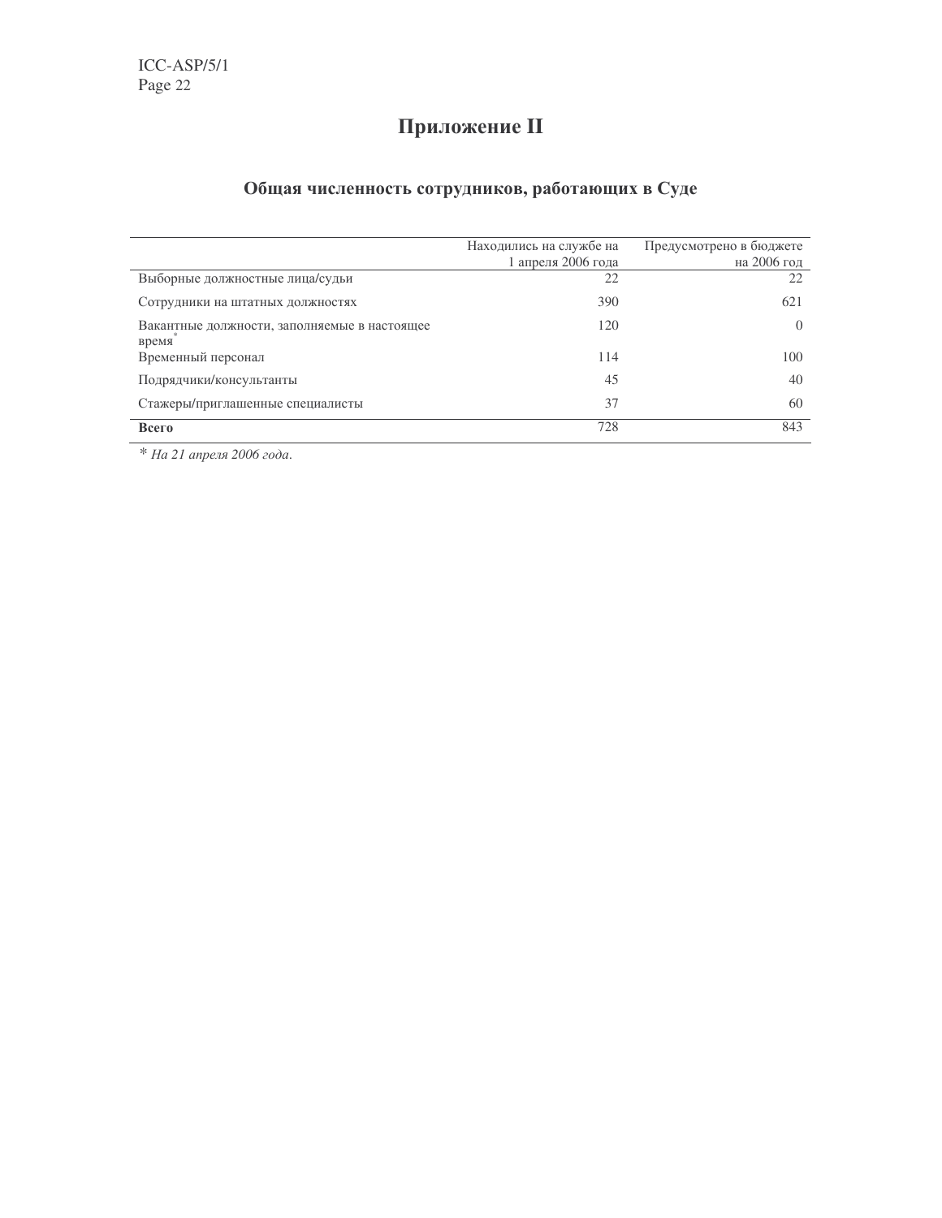# Приложение II

## Общая численность сотрудников, работающих в Суде

| | Находились на службе на 1 апреля 2006 года | Предусмотрено в бюджете на 2006 год |
|---|---:|---:|
| Выборные должностные лица/судьи | 22 | 22 |
| Сотрудники на штатных должностях | 390 | 621 |
| Вакантные должности, заполняемые в настоящее время* | 120 | 0 |
| Временный персонал | 114 | 100 |
| Подрядчики/консультанты | 45 | 40 |
| Стажеры/приглашенные специалисты | 37 | 60 |
| **Всего** | 728 | 843 |

\* *На 21 апреля 2006 года.*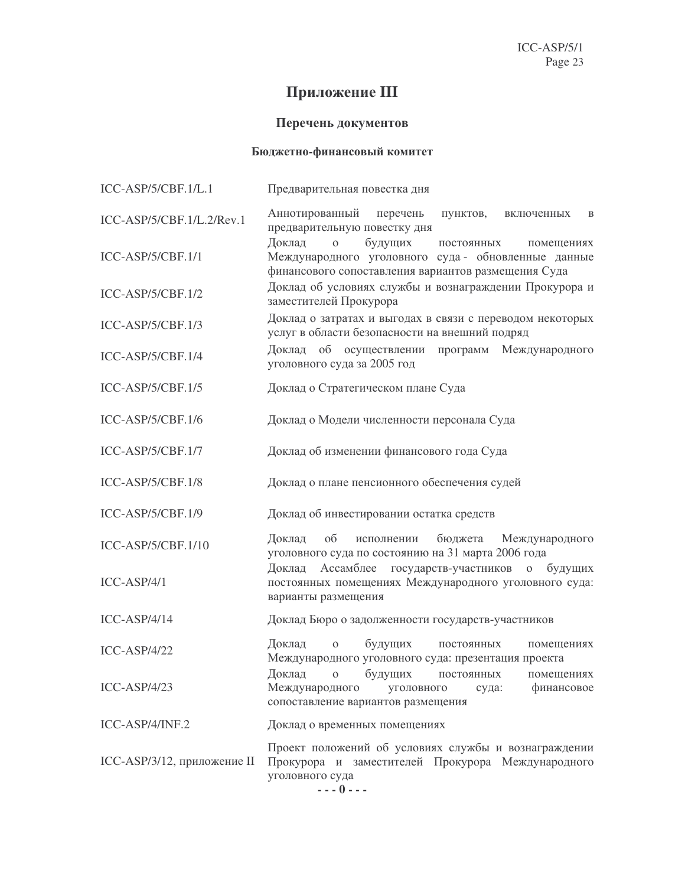# Приложение III

## Перечень документов

### Бюджетно-финансовый комитет

| | |
|---|---|
| ICC-ASP/5/CBF.1/L.1 | Предварительная повестка дня |
| ICC-ASP/5/CBF.1/L.2/Rev.1 | Аннотированный перечень пунктов, включенных в предварительную повестку дня |
| ICC-ASP/5/CBF.1/1 | Доклад о будущих постоянных помещениях Международного уголовного суда - обновленные данные финансового сопоставления вариантов размещения Суда |
| ICC-ASP/5/CBF.1/2 | Доклад об условиях службы и вознаграждении Прокурора и заместителей Прокурора |
| ICC-ASP/5/CBF.1/3 | Доклад о затратах и выгодах в связи с переводом некоторых услуг в области безопасности на внешний подряд |
| ICC-ASP/5/CBF.1/4 | Доклад об осуществлении программ Международного уголовного суда за 2005 год |
| ICC-ASP/5/CBF.1/5 | Доклад о Стратегическом плане Суда |
| ICC-ASP/5/CBF.1/6 | Доклад о Модели численности персонала Суда |
| ICC-ASP/5/CBF.1/7 | Доклад об изменении финансового года Суда |
| ICC-ASP/5/CBF.1/8 | Доклад о плане пенсионного обеспечения судей |
| ICC-ASP/5/CBF.1/9 | Доклад об инвестировании остатка средств |
| ICC-ASP/5/CBF.1/10 | Доклад об исполнении бюджета Международного уголовного суда по состоянию на 31 марта 2006 года |
| ICC-ASP/4/1 | Доклад Ассамблее государств-участников о будущих постоянных помещениях Международного уголовного суда: варианты размещения |
| ICC-ASP/4/14 | Доклад Бюро о задолженности государств-участников |
| ICC-ASP/4/22 | Доклад о будущих постоянных помещениях Международного уголовного суда: презентация проекта |
| ICC-ASP/4/23 | Доклад о будущих постоянных помещениях Международного уголовного суда: финансовое сопоставление вариантов размещения |
| ICC-ASP/4/INF.2 | Доклад о временных помещениях |
| ICC-ASP/3/12, приложение II | Проект положений об условиях службы и вознаграждении Прокурора и заместителей Прокурора Международного уголовного суда |

\- - - 0 - - -